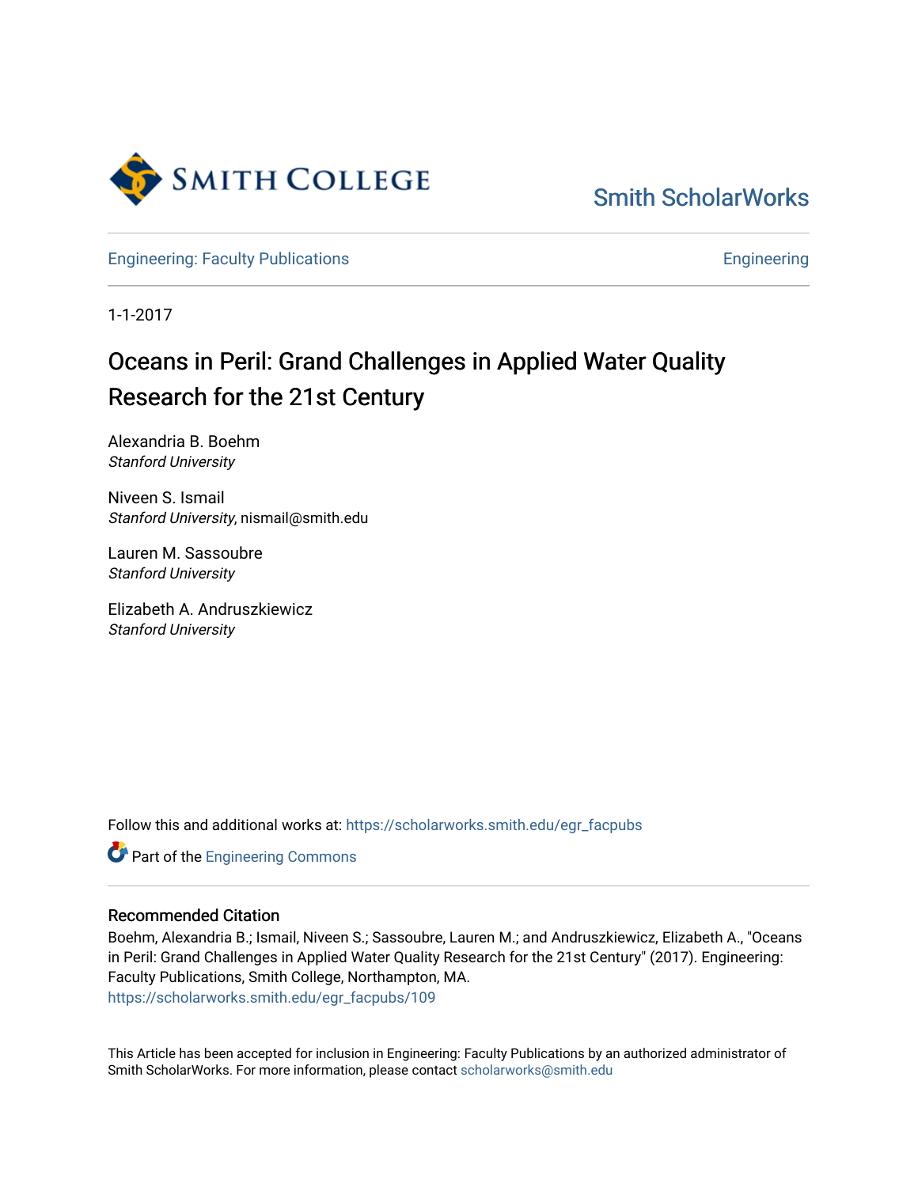Smith College

Smith ScholarWorks

Engineering: Faculty Publications

Engineering

1-1-2017

# Oceans in Peril: Grand Challenges in Applied Water Quality Research for the 21st Century

Alexandria B. Boehm
*Stanford University*

Niveen S. Ismail
*Stanford University*, nismail@smith.edu

Lauren M. Sassoubre
*Stanford University*

Elizabeth A. Andruszkiewicz
*Stanford University*

Follow this and additional works at: https://scholarworks.smith.edu/egr_facpubs

Part of the Engineering Commons

## Recommended Citation

Boehm, Alexandria B.; Ismail, Niveen S.; Sassoubre, Lauren M.; and Andruszkiewicz, Elizabeth A., "Oceans in Peril: Grand Challenges in Applied Water Quality Research for the 21st Century" (2017). Engineering: Faculty Publications, Smith College, Northampton, MA.
https://scholarworks.smith.edu/egr_facpubs/109

This Article has been accepted for inclusion in Engineering: Faculty Publications by an authorized administrator of Smith ScholarWorks. For more information, please contact scholarworks@smith.edu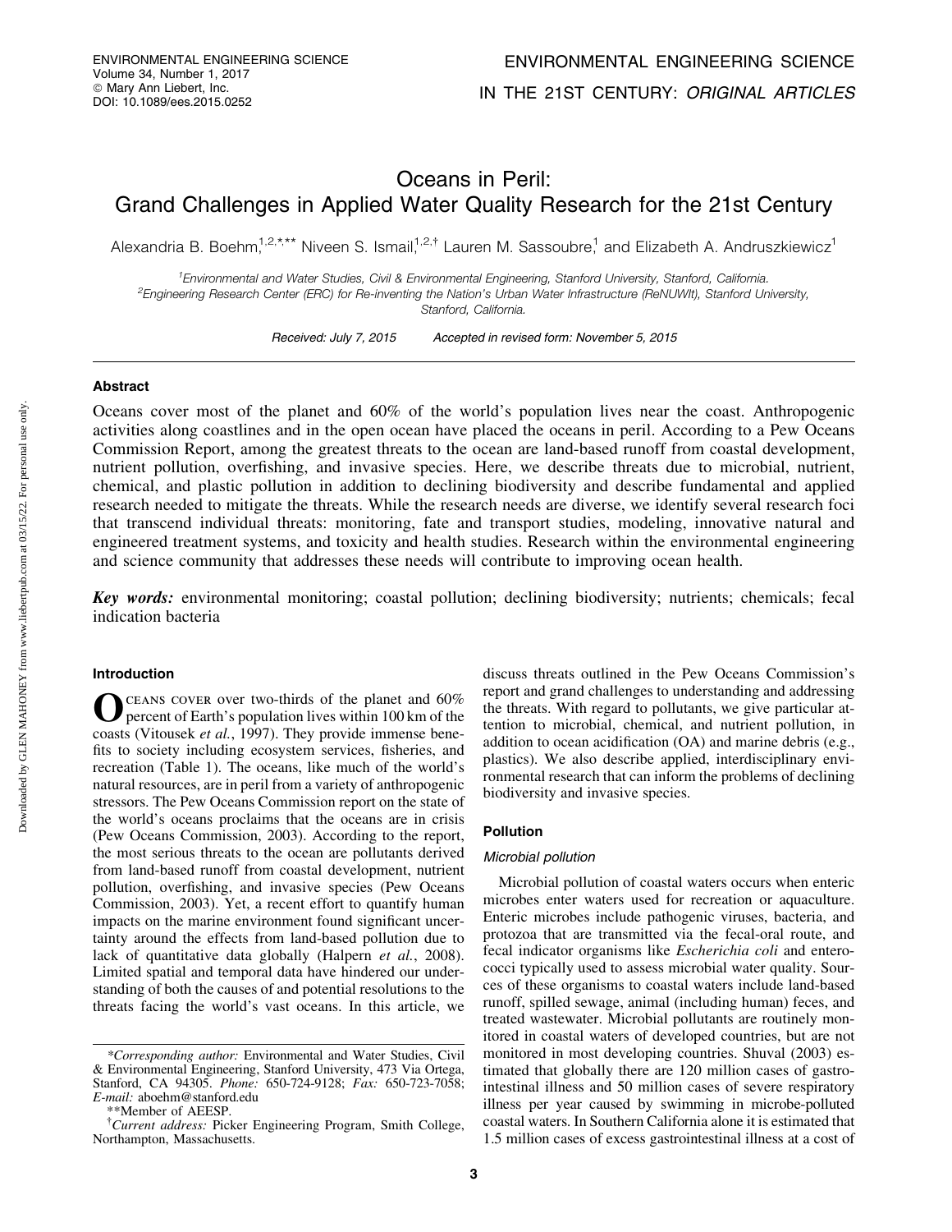# Oceans in Peril: Grand Challenges in Applied Water Quality Research for the 21st Century

Alexandria B. Boehm,[1,2,*,**] Niveen S. Ismail,[1,2,†] Lauren M. Sassoubre,[1] and Elizabeth A. Andruszkiewicz[1]

[1]Environmental and Water Studies, Civil & Environmental Engineering, Stanford University, Stanford, California.
[2]Engineering Research Center (ERC) for Re-inventing the Nation's Urban Water Infrastructure (ReNUWIt), Stanford University, Stanford, California.

*Received: July 7, 2015 Accepted in revised form: November 5, 2015*

## Abstract

Oceans cover most of the planet and 60% of the world's population lives near the coast. Anthropogenic activities along coastlines and in the open ocean have placed the oceans in peril. According to a Pew Oceans Commission Report, among the greatest threats to the ocean are land-based runoff from coastal development, nutrient pollution, overfishing, and invasive species. Here, we describe threats due to microbial, nutrient, chemical, and plastic pollution in addition to declining biodiversity and describe fundamental and applied research needed to mitigate the threats. While the research needs are diverse, we identify several research foci that transcend individual threats: monitoring, fate and transport studies, modeling, innovative natural and engineered treatment systems, and toxicity and health studies. Research within the environmental engineering and science community that addresses these needs will contribute to improving ocean health.

***Key words:*** environmental monitoring; coastal pollution; declining biodiversity; nutrients; chemicals; fecal indication bacteria

## Introduction

Oceans cover over two-thirds of the planet and 60% percent of Earth's population lives within 100 km of the coasts (Vitousek *et al.*, 1997). They provide immense benefits to society including ecosystem services, fisheries, and recreation (Table 1). The oceans, like much of the world's natural resources, are in peril from a variety of anthropogenic stressors. The Pew Oceans Commission report on the state of the world's oceans proclaims that the oceans are in crisis (Pew Oceans Commission, 2003). According to the report, the most serious threats to the ocean are pollutants derived from land-based runoff from coastal development, nutrient pollution, overfishing, and invasive species (Pew Oceans Commission, 2003). Yet, a recent effort to quantify human impacts on the marine environment found significant uncertainty around the effects from land-based pollution due to lack of quantitative data globally (Halpern *et al.*, 2008). Limited spatial and temporal data have hindered our understanding of both the causes of and potential resolutions to the threats facing the world's vast oceans. In this article, we discuss threats outlined in the Pew Oceans Commission's report and grand challenges to understanding and addressing the threats. With regard to pollutants, we give particular attention to microbial, chemical, and nutrient pollution, in addition to ocean acidification (OA) and marine debris (e.g., plastics). We also describe applied, interdisciplinary environmental research that can inform the problems of declining biodiversity and invasive species.

## Pollution

### Microbial pollution

Microbial pollution of coastal waters occurs when enteric microbes enter waters used for recreation or aquaculture. Enteric microbes include pathogenic viruses, bacteria, and protozoa that are transmitted via the fecal-oral route, and fecal indicator organisms like *Escherichia coli* and enterococci typically used to assess microbial water quality. Sources of these organisms to coastal waters include land-based runoff, spilled sewage, animal (including human) feces, and treated wastewater. Microbial pollutants are routinely monitored in coastal waters of developed countries, but are not monitored in most developing countries. Shuval (2003) estimated that globally there are 120 million cases of gastrointestinal illness and 50 million cases of severe respiratory illness per year caused by swimming in microbe-polluted coastal waters. In Southern California alone it is estimated that 1.5 million cases of excess gastrointestinal illness at a cost of

---

*Corresponding author: Environmental and Water Studies, Civil & Environmental Engineering, Stanford University, 473 Via Ortega, Stanford, CA 94305. *Phone:* 650-724-9128; *Fax:* 650-723-7058; *E-mail:* aboehm@stanford.edu

**Member of AEESP.

†*Current address:* Picker Engineering Program, Smith College, Northampton, Massachusetts.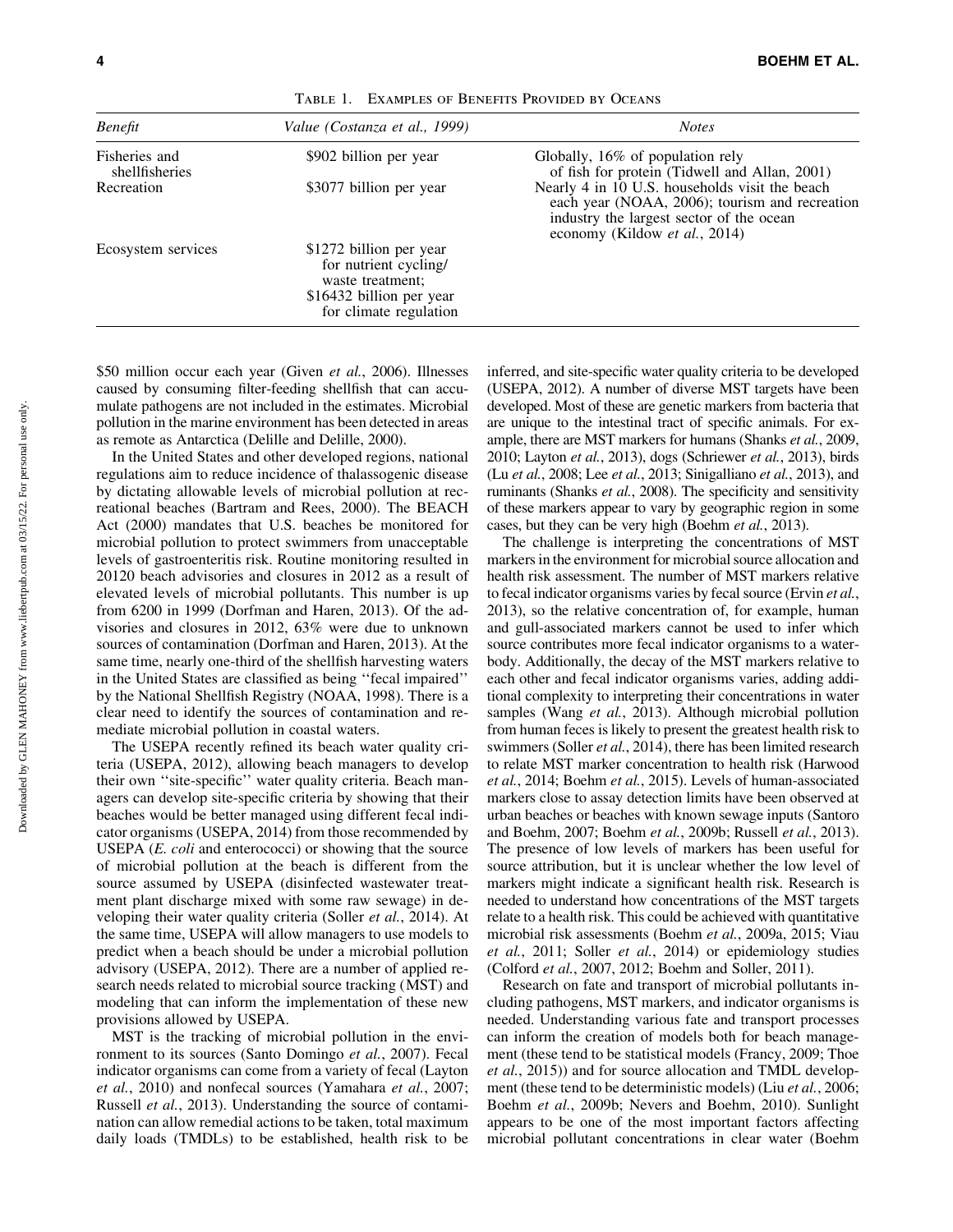Table 1. Examples of Benefits Provided by Oceans

| *Benefit* | *Value (Costanza et al., 1999)* | *Notes* |
|---|---|---|
| Fisheries and shellfisheries | \$902 billion per year | Globally, 16% of population rely of fish for protein (Tidwell and Allan, 2001) |
| Recreation | \$3077 billion per year | Nearly 4 in 10 U.S. households visit the beach each year (NOAA, 2006); tourism and recreation industry the largest sector of the ocean economy (Kildow *et al.*, 2014) |
| Ecosystem services | \$1272 billion per year for nutrient cycling/ waste treatment; \$16432 billion per year for climate regulation | |

\$50 million occur each year (Given *et al.*, 2006). Illnesses caused by consuming filter-feeding shellfish that can accumulate pathogens are not included in the estimates. Microbial pollution in the marine environment has been detected in areas as remote as Antarctica (Delille and Delille, 2000).

In the United States and other developed regions, national regulations aim to reduce incidence of thalassogenic disease by dictating allowable levels of microbial pollution at recreational beaches (Bartram and Rees, 2000). The BEACH Act (2000) mandates that U.S. beaches be monitored for microbial pollution to protect swimmers from unacceptable levels of gastroenteritis risk. Routine monitoring resulted in 20120 beach advisories and closures in 2012 as a result of elevated levels of microbial pollutants. This number is up from 6200 in 1999 (Dorfman and Haren, 2013). Of the advisories and closures in 2012, 63% were due to unknown sources of contamination (Dorfman and Haren, 2013). At the same time, nearly one-third of the shellfish harvesting waters in the United States are classified as being ''fecal impaired'' by the National Shellfish Registry (NOAA, 1998). There is a clear need to identify the sources of contamination and remediate microbial pollution in coastal waters.

The USEPA recently refined its beach water quality criteria (USEPA, 2012), allowing beach managers to develop their own ''site-specific'' water quality criteria. Beach managers can develop site-specific criteria by showing that their beaches would be better managed using different fecal indicator organisms (USEPA, 2014) from those recommended by USEPA (*E. coli* and enterococci) or showing that the source of microbial pollution at the beach is different from the source assumed by USEPA (disinfected wastewater treatment plant discharge mixed with some raw sewage) in developing their water quality criteria (Soller *et al.*, 2014). At the same time, USEPA will allow managers to use models to predict when a beach should be under a microbial pollution advisory (USEPA, 2012). There are a number of applied research needs related to microbial source tracking (MST) and modeling that can inform the implementation of these new provisions allowed by USEPA.

MST is the tracking of microbial pollution in the environment to its sources (Santo Domingo *et al.*, 2007). Fecal indicator organisms can come from a variety of fecal (Layton *et al.*, 2010) and nonfecal sources (Yamahara *et al.*, 2007; Russell *et al.*, 2013). Understanding the source of contamination can allow remedial actions to be taken, total maximum daily loads (TMDLs) to be established, health risk to be inferred, and site-specific water quality criteria to be developed (USEPA, 2012). A number of diverse MST targets have been developed. Most of these are genetic markers from bacteria that are unique to the intestinal tract of specific animals. For example, there are MST markers for humans (Shanks *et al.*, 2009, 2010; Layton *et al.*, 2013), dogs (Schriewer *et al.*, 2013), birds (Lu *et al.*, 2008; Lee *et al.*, 2013; Sinigalliano *et al.*, 2013), and ruminants (Shanks *et al.*, 2008). The specificity and sensitivity of these markers appear to vary by geographic region in some cases, but they can be very high (Boehm *et al.*, 2013).

The challenge is interpreting the concentrations of MST markers in the environment for microbial source allocation and health risk assessment. The number of MST markers relative to fecal indicator organisms varies by fecal source (Ervin *et al.*, 2013), so the relative concentration of, for example, human and gull-associated markers cannot be used to infer which source contributes more fecal indicator organisms to a waterbody. Additionally, the decay of the MST markers relative to each other and fecal indicator organisms varies, adding additional complexity to interpreting their concentrations in water samples (Wang *et al.*, 2013). Although microbial pollution from human feces is likely to present the greatest health risk to swimmers (Soller *et al.*, 2014), there has been limited research to relate MST marker concentration to health risk (Harwood *et al.*, 2014; Boehm *et al.*, 2015). Levels of human-associated markers close to assay detection limits have been observed at urban beaches or beaches with known sewage inputs (Santoro and Boehm, 2007; Boehm *et al.*, 2009b; Russell *et al.*, 2013). The presence of low levels of markers has been useful for source attribution, but it is unclear whether the low level of markers might indicate a significant health risk. Research is needed to understand how concentrations of the MST targets relate to a health risk. This could be achieved with quantitative microbial risk assessments (Boehm *et al.*, 2009a, 2015; Viau *et al.*, 2011; Soller *et al.*, 2014) or epidemiology studies (Colford *et al.*, 2007, 2012; Boehm and Soller, 2011).

Research on fate and transport of microbial pollutants including pathogens, MST markers, and indicator organisms is needed. Understanding various fate and transport processes can inform the creation of models both for beach management (these tend to be statistical models (Francy, 2009; Thoe *et al.*, 2015)) and for source allocation and TMDL development (these tend to be deterministic models) (Liu *et al.*, 2006; Boehm *et al.*, 2009b; Nevers and Boehm, 2010). Sunlight appears to be one of the most important factors affecting microbial pollutant concentrations in clear water (Boehm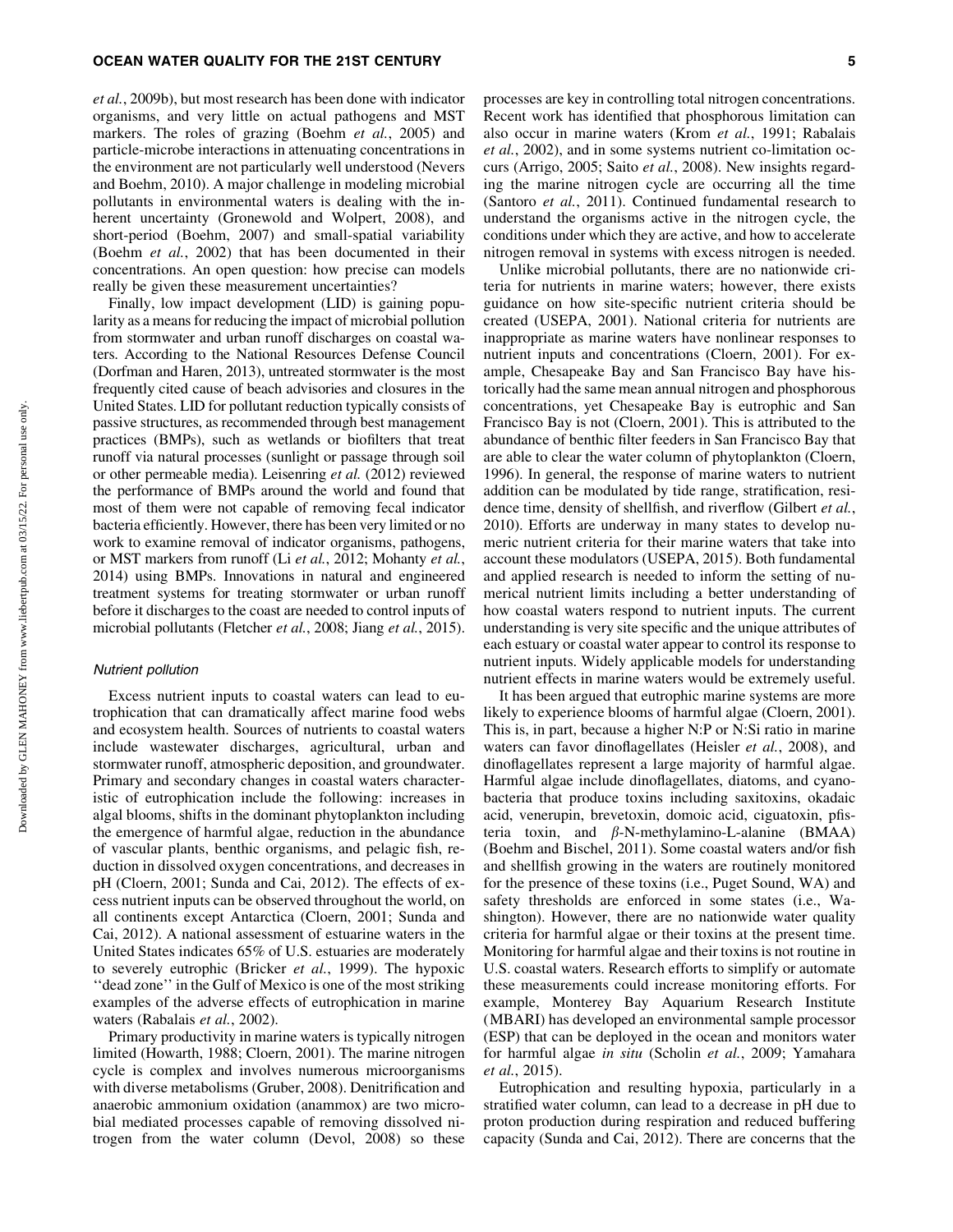*et al.*, 2009b), but most research has been done with indicator organisms, and very little on actual pathogens and MST markers. The roles of grazing (Boehm *et al.*, 2005) and particle-microbe interactions in attenuating concentrations in the environment are not particularly well understood (Nevers and Boehm, 2010). A major challenge in modeling microbial pollutants in environmental waters is dealing with the inherent uncertainty (Gronewold and Wolpert, 2008), and short-period (Boehm, 2007) and small-spatial variability (Boehm *et al.*, 2002) that has been documented in their concentrations. An open question: how precise can models really be given these measurement uncertainties?

Finally, low impact development (LID) is gaining popularity as a means for reducing the impact of microbial pollution from stormwater and urban runoff discharges on coastal waters. According to the National Resources Defense Council (Dorfman and Haren, 2013), untreated stormwater is the most frequently cited cause of beach advisories and closures in the United States. LID for pollutant reduction typically consists of passive structures, as recommended through best management practices (BMPs), such as wetlands or biofilters that treat runoff via natural processes (sunlight or passage through soil or other permeable media). Leisenring *et al.* (2012) reviewed the performance of BMPs around the world and found that most of them were not capable of removing fecal indicator bacteria efficiently. However, there has been very limited or no work to examine removal of indicator organisms, pathogens, or MST markers from runoff (Li *et al.*, 2012; Mohanty *et al.*, 2014) using BMPs. Innovations in natural and engineered treatment systems for treating stormwater or urban runoff before it discharges to the coast are needed to control inputs of microbial pollutants (Fletcher *et al.*, 2008; Jiang *et al.*, 2015).

### *Nutrient pollution*

Excess nutrient inputs to coastal waters can lead to eutrophication that can dramatically affect marine food webs and ecosystem health. Sources of nutrients to coastal waters include wastewater discharges, agricultural, urban and stormwater runoff, atmospheric deposition, and groundwater. Primary and secondary changes in coastal waters characteristic of eutrophication include the following: increases in algal blooms, shifts in the dominant phytoplankton including the emergence of harmful algae, reduction in the abundance of vascular plants, benthic organisms, and pelagic fish, reduction in dissolved oxygen concentrations, and decreases in pH (Cloern, 2001; Sunda and Cai, 2012). The effects of excess nutrient inputs can be observed throughout the world, on all continents except Antarctica (Cloern, 2001; Sunda and Cai, 2012). A national assessment of estuarine waters in the United States indicates 65% of U.S. estuaries are moderately to severely eutrophic (Bricker *et al.*, 1999). The hypoxic ''dead zone'' in the Gulf of Mexico is one of the most striking examples of the adverse effects of eutrophication in marine waters (Rabalais *et al.*, 2002).

Primary productivity in marine waters is typically nitrogen limited (Howarth, 1988; Cloern, 2001). The marine nitrogen cycle is complex and involves numerous microorganisms with diverse metabolisms (Gruber, 2008). Denitrification and anaerobic ammonium oxidation (anammox) are two microbial mediated processes capable of removing dissolved nitrogen from the water column (Devol, 2008) so these processes are key in controlling total nitrogen concentrations. Recent work has identified that phosphorous limitation can also occur in marine waters (Krom *et al.*, 1991; Rabalais *et al.*, 2002), and in some systems nutrient co-limitation occurs (Arrigo, 2005; Saito *et al.*, 2008). New insights regarding the marine nitrogen cycle are occurring all the time (Santoro *et al.*, 2011). Continued fundamental research to understand the organisms active in the nitrogen cycle, the conditions under which they are active, and how to accelerate nitrogen removal in systems with excess nitrogen is needed.

Unlike microbial pollutants, there are no nationwide criteria for nutrients in marine waters; however, there exists guidance on how site-specific nutrient criteria should be created (USEPA, 2001). National criteria for nutrients are inappropriate as marine waters have nonlinear responses to nutrient inputs and concentrations (Cloern, 2001). For example, Chesapeake Bay and San Francisco Bay have historically had the same mean annual nitrogen and phosphorous concentrations, yet Chesapeake Bay is eutrophic and San Francisco Bay is not (Cloern, 2001). This is attributed to the abundance of benthic filter feeders in San Francisco Bay that are able to clear the water column of phytoplankton (Cloern, 1996). In general, the response of marine waters to nutrient addition can be modulated by tide range, stratification, residence time, density of shellfish, and riverflow (Gilbert *et al.*, 2010). Efforts are underway in many states to develop numeric nutrient criteria for their marine waters that take into account these modulators (USEPA, 2015). Both fundamental and applied research is needed to inform the setting of numerical nutrient limits including a better understanding of how coastal waters respond to nutrient inputs. The current understanding is very site specific and the unique attributes of each estuary or coastal water appear to control its response to nutrient inputs. Widely applicable models for understanding nutrient effects in marine waters would be extremely useful.

It has been argued that eutrophic marine systems are more likely to experience blooms of harmful algae (Cloern, 2001). This is, in part, because a higher N:P or N:Si ratio in marine waters can favor dinoflagellates (Heisler *et al.*, 2008), and dinoflagellates represent a large majority of harmful algae. Harmful algae include dinoflagellates, diatoms, and cyanobacteria that produce toxins including saxitoxins, okadaic acid, venerupin, brevetoxin, domoic acid, ciguatoxin, pfisteria toxin, and $\beta$-N-methylamino-L-alanine (BMAA) (Boehm and Bischel, 2011). Some coastal waters and/or fish and shellfish growing in the waters are routinely monitored for the presence of these toxins (i.e., Puget Sound, WA) and safety thresholds are enforced in some states (i.e., Washington). However, there are no nationwide water quality criteria for harmful algae or their toxins at the present time. Monitoring for harmful algae and their toxins is not routine in U.S. coastal waters. Research efforts to simplify or automate these measurements could increase monitoring efforts. For example, Monterey Bay Aquarium Research Institute (MBARI) has developed an environmental sample processor (ESP) that can be deployed in the ocean and monitors water for harmful algae *in situ* (Scholin *et al.*, 2009; Yamahara *et al.*, 2015).

Eutrophication and resulting hypoxia, particularly in a stratified water column, can lead to a decrease in pH due to proton production during respiration and reduced buffering capacity (Sunda and Cai, 2012). There are concerns that the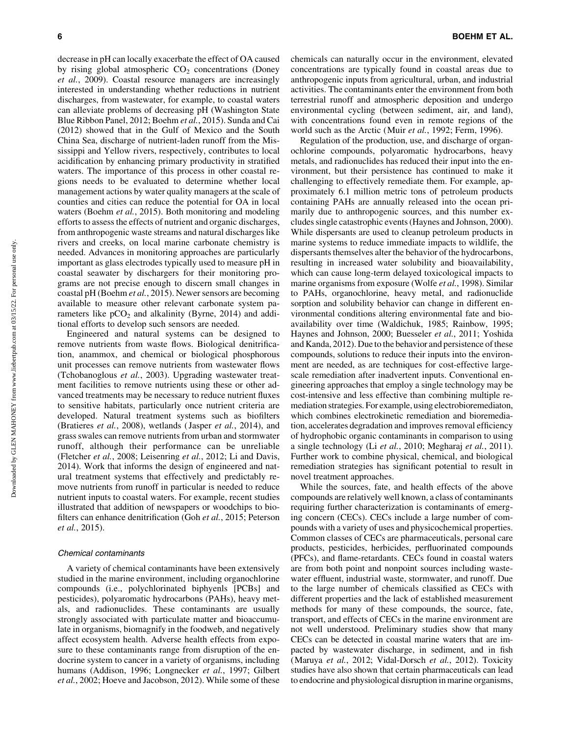decrease in pH can locally exacerbate the effect of OA caused by rising global atmospheric $CO_2$ concentrations (Doney *et al.*, 2009). Coastal resource managers are increasingly interested in understanding whether reductions in nutrient discharges, from wastewater, for example, to coastal waters can alleviate problems of decreasing pH (Washington State Blue Ribbon Panel, 2012; Boehm *et al.*, 2015). Sunda and Cai (2012) showed that in the Gulf of Mexico and the South China Sea, discharge of nutrient-laden runoff from the Mississippi and Yellow rivers, respectively, contributes to local acidification by enhancing primary productivity in stratified waters. The importance of this process in other coastal regions needs to be evaluated to determine whether local management actions by water quality managers at the scale of counties and cities can reduce the potential for OA in local waters (Boehm *et al.*, 2015). Both monitoring and modeling efforts to assess the effects of nutrient and organic discharges, from anthropogenic waste streams and natural discharges like rivers and creeks, on local marine carbonate chemistry is needed. Advances in monitoring approaches are particularly important as glass electrodes typically used to measure pH in coastal seawater by dischargers for their monitoring programs are not precise enough to discern small changes in coastal pH (Boehm *et al.*, 2015). Newer sensors are becoming available to measure other relevant carbonate system parameters like $pCO_2$ and alkalinity (Byrne, 2014) and additional efforts to develop such sensors are needed.

Engineered and natural systems can be designed to remove nutrients from waste flows. Biological denitrification, anammox, and chemical or biological phosphorous unit processes can remove nutrients from wastewater flows (Tchobanoglous *et al.*, 2003). Upgrading wastewater treatment facilities to remove nutrients using these or other advanced treatments may be necessary to reduce nutrient fluxes to sensitive habitats, particularly once nutrient criteria are developed. Natural treatment systems such as biofilters (Bratieres *et al.*, 2008), wetlands (Jasper *et al.*, 2014), and grass swales can remove nutrients from urban and stormwater runoff, although their performance can be unreliable (Fletcher *et al.*, 2008; Leisenring *et al.*, 2012; Li and Davis, 2014). Work that informs the design of engineered and natural treatment systems that effectively and predictably remove nutrients from runoff in particular is needed to reduce nutrient inputs to coastal waters. For example, recent studies illustrated that addition of newspapers or woodchips to biofilters can enhance denitrification (Goh *et al.*, 2015; Peterson *et al.*, 2015).

#### *Chemical contaminants*

A variety of chemical contaminants have been extensively studied in the marine environment, including organochlorine compounds (i.e., polychlorinated biphyenls [PCBs] and pesticides), polyaromatic hydrocarbons (PAHs), heavy metals, and radionuclides. These contaminants are usually strongly associated with particulate matter and bioaccumulate in organisms, biomagnify in the foodweb, and negatively affect ecosystem health. Adverse health effects from exposure to these contaminants range from disruption of the endocrine system to cancer in a variety of organisms, including humans (Addison, 1996; Longnecker *et al.*, 1997; Gilbert *et al.*, 2002; Hoeve and Jacobson, 2012). While some of these chemicals can naturally occur in the environment, elevated concentrations are typically found in coastal areas due to anthropogenic inputs from agricultural, urban, and industrial activities. The contaminants enter the environment from both terrestrial runoff and atmospheric deposition and undergo environmental cycling (between sediment, air, and land), with concentrations found even in remote regions of the world such as the Arctic (Muir *et al.*, 1992; Ferm, 1996).

Regulation of the production, use, and discharge of organochlorine compounds, polyaromatic hydrocarbons, heavy metals, and radionuclides has reduced their input into the environment, but their persistence has continued to make it challenging to effectively remediate them. For example, approximately 6.1 million metric tons of petroleum products containing PAHs are annually released into the ocean primarily due to anthropogenic sources, and this number excludes single catastrophic events (Haynes and Johnson, 2000). While dispersants are used to cleanup petroleum products in marine systems to reduce immediate impacts to wildlife, the dispersants themselves alter the behavior of the hydrocarbons, resulting in increased water solubility and bioavailability, which can cause long-term delayed toxicological impacts to marine organisms from exposure (Wolfe *et al.*, 1998). Similar to PAHs, organochlorine, heavy metal, and radionuclide sorption and solubility behavior can change in different environmental conditions altering environmental fate and bioavailability over time (Waldichuk, 1985; Rainbow, 1995; Haynes and Johnson, 2000; Buesseler *et al.*, 2011; Yoshida and Kanda, 2012). Due to the behavior and persistence of these compounds, solutions to reduce their inputs into the environment are needed, as are techniques for cost-effective large-scale remediation after inadvertent inputs. Conventional engineering approaches that employ a single technology may be cost-intensive and less effective than combining multiple remediation strategies. For example, using electrobioremediaton, which combines electrokinetic remediation and bioremediation, accelerates degradation and improves removal efficiency of hydrophobic organic contaminants in comparison to using a single technology (Li *et al.*, 2010; Megharaj *et al.*, 2011). Further work to combine physical, chemical, and biological remediation strategies has significant potential to result in novel treatment approaches.

While the sources, fate, and health effects of the above compounds are relatively well known, a class of contaminants requiring further characterization is contaminants of emerging concern (CECs). CECs include a large number of compounds with a variety of uses and physicochemical properties. Common classes of CECs are pharmaceuticals, personal care products, pesticides, herbicides, perfluorinated compounds (PFCs), and flame-retardants. CECs found in coastal waters are from both point and nonpoint sources including wastewater effluent, industrial waste, stormwater, and runoff. Due to the large number of chemicals classified as CECs with different properties and the lack of established measurement methods for many of these compounds, the source, fate, transport, and effects of CECs in the marine environment are not well understood. Preliminary studies show that many CECs can be detected in coastal marine waters that are impacted by wastewater discharge, in sediment, and in fish (Maruya *et al.*, 2012; Vidal-Dorsch *et al.*, 2012). Toxicity studies have also shown that certain pharmaceuticals can lead to endocrine and physiological disruption in marine organisms,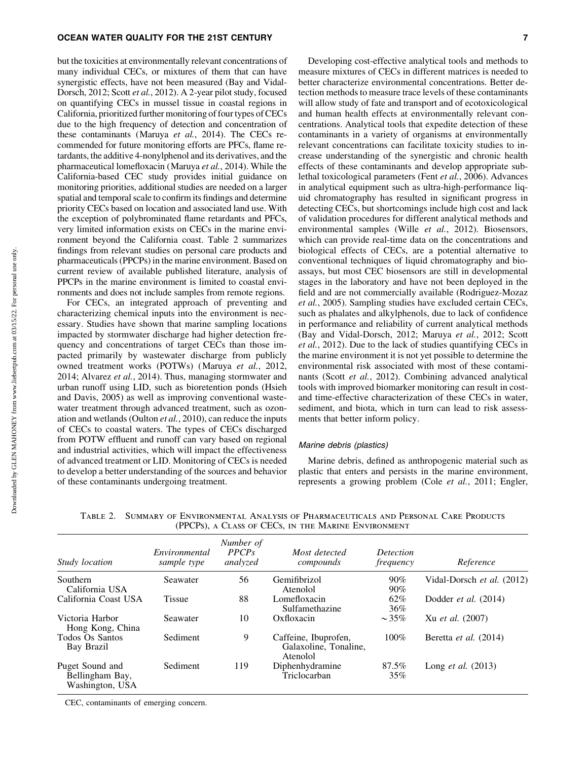but the toxicities at environmentally relevant concentrations of many individual CECs, or mixtures of them that can have synergistic effects, have not been measured (Bay and Vidal-Dorsch, 2012; Scott *et al.*, 2012). A 2-year pilot study, focused on quantifying CECs in mussel tissue in coastal regions in California, prioritized further monitoring of four types of CECs due to the high frequency of detection and concentration of these contaminants (Maruya *et al.*, 2014). The CECs recommended for future monitoring efforts are PFCs, flame retardants, the additive 4-nonylphenol and its derivatives, and the pharmaceutical lomefloxacin (Maruya *et al.*, 2014). While the California-based CEC study provides initial guidance on monitoring priorities, additional studies are needed on a larger spatial and temporal scale to confirm its findings and determine priority CECs based on location and associated land use. With the exception of polybrominated flame retardants and PFCs, very limited information exists on CECs in the marine environment beyond the California coast. Table 2 summarizes findings from relevant studies on personal care products and pharmaceuticals (PPCPs) in the marine environment. Based on current review of available published literature, analysis of PPCPs in the marine environment is limited to coastal environments and does not include samples from remote regions.

For CECs, an integrated approach of preventing and characterizing chemical inputs into the environment is necessary. Studies have shown that marine sampling locations impacted by stormwater discharge had higher detection frequency and concentrations of target CECs than those impacted primarily by wastewater discharge from publicly owned treatment works (POTWs) (Maruya *et al.*, 2012, 2014; Alvarez *et al.*, 2014). Thus, managing stormwater and urban runoff using LID, such as bioretention ponds (Hsieh and Davis, 2005) as well as improving conventional wastewater treatment through advanced treatment, such as ozonation and wetlands (Oulton *et al.*, 2010), can reduce the inputs of CECs to coastal waters. The types of CECs discharged from POTW effluent and runoff can vary based on regional and industrial activities, which will impact the effectiveness of advanced treatment or LID. Monitoring of CECs is needed to develop a better understanding of the sources and behavior of these contaminants undergoing treatment.

Developing cost-effective analytical tools and methods to measure mixtures of CECs in different matrices is needed to better characterize environmental concentrations. Better detection methods to measure trace levels of these contaminants will allow study of fate and transport and of ecotoxicological and human health effects at environmentally relevant concentrations. Analytical tools that expedite detection of these contaminants in a variety of organisms at environmentally relevant concentrations can facilitate toxicity studies to increase understanding of the synergistic and chronic health effects of these contaminants and develop appropriate sublethal toxicological parameters (Fent *et al.*, 2006). Advances in analytical equipment such as ultra-high-performance liquid chromatography has resulted in significant progress in detecting CECs, but shortcomings include high cost and lack of validation procedures for different analytical methods and environmental samples (Wille *et al.*, 2012). Biosensors, which can provide real-time data on the concentrations and biological effects of CECs, are a potential alternative to conventional techniques of liquid chromatography and bioassays, but most CEC biosensors are still in developmental stages in the laboratory and have not been deployed in the field and are not commercially available (Rodriguez-Mozaz *et al.*, 2005). Sampling studies have excluded certain CECs, such as phalates and alkylphenols, due to lack of confidence in performance and reliability of current analytical methods (Bay and Vidal-Dorsch, 2012; Maruya *et al.*, 2012; Scott *et al.*, 2012). Due to the lack of studies quantifying CECs in the marine environment it is not yet possible to determine the environmental risk associated with most of these contaminants (Scott *et al.*, 2012). Combining advanced analytical tools with improved biomarker monitoring can result in cost- and time-effective characterization of these CECs in water, sediment, and biota, which in turn can lead to risk assessments that better inform policy.

#### *Marine debris (plastics)*

Marine debris, defined as anthropogenic material such as plastic that enters and persists in the marine environment, represents a growing problem (Cole *et al.*, 2011; Engler,

Table 2. Summary of Environmental Analysis of Pharmaceuticals and Personal Care Products (PPCPs), a Class of CECs, in the Marine Environment

| Study location | Environmental sample type | Number of PPCPs analyzed | Most detected compounds | Detection frequency | Reference |
|---|---|---|---|---|---|
| Southern California USA | Seawater | 56 | Gemifibrizol<br>Atenolol | 90%<br>90% | Vidal-Dorsch *et al.* (2012) |
| California Coast USA | Tissue | 88 | Lomefloxacin<br>Sulfamethazine | 62%<br>36% | Dodder *et al.* (2014) |
| Victoria Harbor Hong Kong, China | Seawater | 10 | Oxfloxacin | ~35% | Xu *et al.* (2007) |
| Todos Os Santos Bay Brazil | Sediment | 9 | Caffeine, Ibuprofen, Galaxoline, Tonaline, Atenolol | 100% | Beretta *et al.* (2014) |
| Puget Sound and Bellingham Bay, Washington, USA | Sediment | 119 | Diphenhydramine<br>Triclocarban | 87.5%<br>35% | Long *et al.* (2013) |

CEC, contaminants of emerging concern.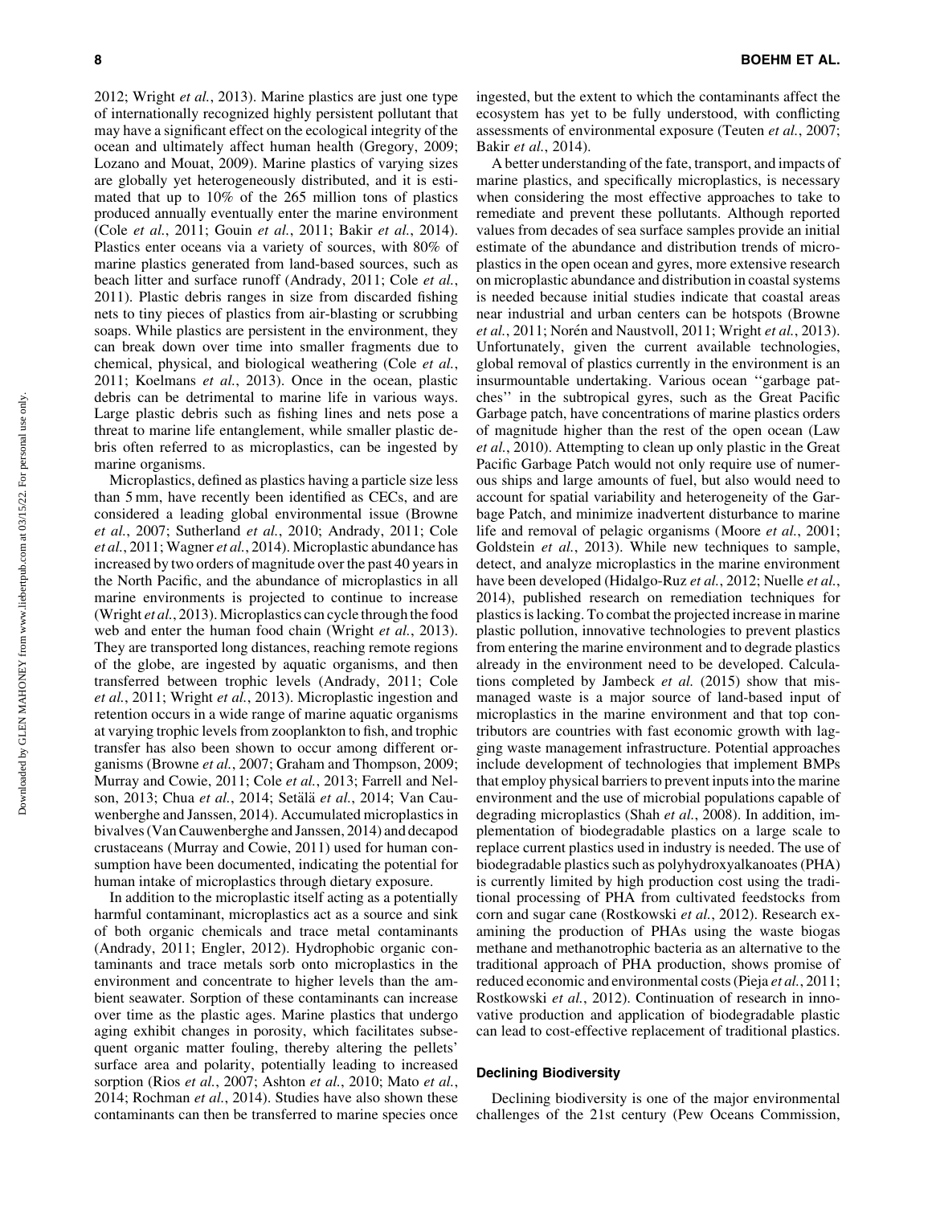2012; Wright *et al.*, 2013). Marine plastics are just one type of internationally recognized highly persistent pollutant that may have a significant effect on the ecological integrity of the ocean and ultimately affect human health (Gregory, 2009; Lozano and Mouat, 2009). Marine plastics of varying sizes are globally yet heterogeneously distributed, and it is estimated that up to 10% of the 265 million tons of plastics produced annually eventually enter the marine environment (Cole *et al.*, 2011; Gouin *et al.*, 2011; Bakir *et al.*, 2014). Plastics enter oceans via a variety of sources, with 80% of marine plastics generated from land-based sources, such as beach litter and surface runoff (Andrady, 2011; Cole *et al.*, 2011). Plastic debris ranges in size from discarded fishing nets to tiny pieces of plastics from air-blasting or scrubbing soaps. While plastics are persistent in the environment, they can break down over time into smaller fragments due to chemical, physical, and biological weathering (Cole *et al.*, 2011; Koelmans *et al.*, 2013). Once in the ocean, plastic debris can be detrimental to marine life in various ways. Large plastic debris such as fishing lines and nets pose a threat to marine life entanglement, while smaller plastic debris often referred to as microplastics, can be ingested by marine organisms.

Microplastics, defined as plastics having a particle size less than 5 mm, have recently been identified as CECs, and are considered a leading global environmental issue (Browne *et al.*, 2007; Sutherland *et al.*, 2010; Andrady, 2011; Cole *et al.*, 2011; Wagner *et al.*, 2014). Microplastic abundance has increased by two orders of magnitude over the past 40 years in the North Pacific, and the abundance of microplastics in all marine environments is projected to continue to increase (Wright *et al.*, 2013). Microplastics can cycle through the food web and enter the human food chain (Wright *et al.*, 2013). They are transported long distances, reaching remote regions of the globe, are ingested by aquatic organisms, and then transferred between trophic levels (Andrady, 2011; Cole *et al.*, 2011; Wright *et al.*, 2013). Microplastic ingestion and retention occurs in a wide range of marine aquatic organisms at varying trophic levels from zooplankton to fish, and trophic transfer has also been shown to occur among different organisms (Browne *et al.*, 2007; Graham and Thompson, 2009; Murray and Cowie, 2011; Cole *et al.*, 2013; Farrell and Nelson, 2013; Chua *et al.*, 2014; Setälä *et al.*, 2014; Van Cauwenberghe and Janssen, 2014). Accumulated microplastics in bivalves (Van Cauwenberghe and Janssen, 2014) and decapod crustaceans (Murray and Cowie, 2011) used for human consumption have been documented, indicating the potential for human intake of microplastics through dietary exposure.

In addition to the microplastic itself acting as a potentially harmful contaminant, microplastics act as a source and sink of both organic chemicals and trace metal contaminants (Andrady, 2011; Engler, 2012). Hydrophobic organic contaminants and trace metals sorb onto microplastics in the environment and concentrate to higher levels than the ambient seawater. Sorption of these contaminants can increase over time as the plastic ages. Marine plastics that undergo aging exhibit changes in porosity, which facilitates subsequent organic matter fouling, thereby altering the pellets' surface area and polarity, potentially leading to increased sorption (Rios *et al.*, 2007; Ashton *et al.*, 2010; Mato *et al.*, 2014; Rochman *et al.*, 2014). Studies have also shown these contaminants can then be transferred to marine species once ingested, but the extent to which the contaminants affect the ecosystem has yet to be fully understood, with conflicting assessments of environmental exposure (Teuten *et al.*, 2007; Bakir *et al.*, 2014).

A better understanding of the fate, transport, and impacts of marine plastics, and specifically microplastics, is necessary when considering the most effective approaches to take to remediate and prevent these pollutants. Although reported values from decades of sea surface samples provide an initial estimate of the abundance and distribution trends of microplastics in the open ocean and gyres, more extensive research on microplastic abundance and distribution in coastal systems is needed because initial studies indicate that coastal areas near industrial and urban centers can be hotspots (Browne *et al.*, 2011; Norén and Naustvoll, 2011; Wright *et al.*, 2013). Unfortunately, given the current available technologies, global removal of plastics currently in the environment is an insurmountable undertaking. Various ocean "garbage patches" in the subtropical gyres, such as the Great Pacific Garbage patch, have concentrations of marine plastics orders of magnitude higher than the rest of the open ocean (Law *et al.*, 2010). Attempting to clean up only plastic in the Great Pacific Garbage Patch would not only require use of numerous ships and large amounts of fuel, but also would need to account for spatial variability and heterogeneity of the Garbage Patch, and minimize inadvertent disturbance to marine life and removal of pelagic organisms (Moore *et al.*, 2001; Goldstein *et al.*, 2013). While new techniques to sample, detect, and analyze microplastics in the marine environment have been developed (Hidalgo-Ruz *et al.*, 2012; Nuelle *et al.*, 2014), published research on remediation techniques for plastics is lacking. To combat the projected increase in marine plastic pollution, innovative technologies to prevent plastics from entering the marine environment and to degrade plastics already in the environment need to be developed. Calculations completed by Jambeck *et al.* (2015) show that mismanaged waste is a major source of land-based input of microplastics in the marine environment and that top contributors are countries with fast economic growth with lagging waste management infrastructure. Potential approaches include development of technologies that implement BMPs that employ physical barriers to prevent inputs into the marine environment and the use of microbial populations capable of degrading microplastics (Shah *et al.*, 2008). In addition, implementation of biodegradable plastics on a large scale to replace current plastics used in industry is needed. The use of biodegradable plastics such as polyhydroxyalkanoates (PHA) is currently limited by high production cost using the traditional processing of PHA from cultivated feedstocks from corn and sugar cane (Rostkowski *et al.*, 2012). Research examining the production of PHAs using the waste biogas methane and methanotrophic bacteria as an alternative to the traditional approach of PHA production, shows promise of reduced economic and environmental costs (Pieja *et al.*, 2011; Rostkowski *et al.*, 2012). Continuation of research in innovative production and application of biodegradable plastic can lead to cost-effective replacement of traditional plastics.

### Declining Biodiversity

Declining biodiversity is one of the major environmental challenges of the 21st century (Pew Oceans Commission,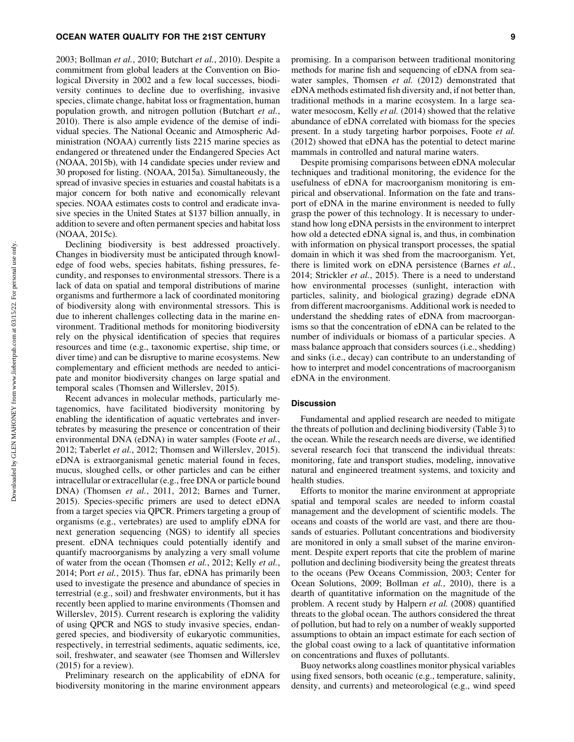2003; Bollman *et al.*, 2010; Butchart *et al.*, 2010). Despite a commitment from global leaders at the Convention on Biological Diversity in 2002 and a few local successes, biodiversity continues to decline due to overfishing, invasive species, climate change, habitat loss or fragmentation, human population growth, and nitrogen pollution (Butchart *et al.*, 2010). There is also ample evidence of the demise of individual species. The National Oceanic and Atmospheric Administration (NOAA) currently lists 2215 marine species as endangered or threatened under the Endangered Species Act (NOAA, 2015b), with 14 candidate species under review and 30 proposed for listing. (NOAA, 2015a). Simultaneously, the spread of invasive species in estuaries and coastal habitats is a major concern for both native and economically relevant species. NOAA estimates costs to control and eradicate invasive species in the United States at $137 billion annually, in addition to severe and often permanent species and habitat loss (NOAA, 2015c).

Declining biodiversity is best addressed proactively. Changes in biodiversity must be anticipated through knowledge of food webs, species habitats, fishing pressures, fecundity, and responses to environmental stressors. There is a lack of data on spatial and temporal distributions of marine organisms and furthermore a lack of coordinated monitoring of biodiversity along with environmental stressors. This is due to inherent challenges collecting data in the marine environment. Traditional methods for monitoring biodiversity rely on the physical identification of species that requires resources and time (e.g., taxonomic expertise, ship time, or diver time) and can be disruptive to marine ecosystems. New complementary and efficient methods are needed to anticipate and monitor biodiversity changes on large spatial and temporal scales (Thomsen and Willerslev, 2015).

Recent advances in molecular methods, particularly metagenomics, have facilitated biodiversity monitoring by enabling the identification of aquatic vertebrates and invertebrates by measuring the presence or concentration of their environmental DNA (eDNA) in water samples (Foote *et al.*, 2012; Taberlet *et al.*, 2012; Thomsen and Willerslev, 2015). eDNA is extraorganismal genetic material found in feces, mucus, sloughed cells, or other particles and can be either intracellular or extracellular (e.g., free DNA or particle bound DNA) (Thomsen *et al.*, 2011, 2012; Barnes and Turner, 2015). Species-specific primers are used to detect eDNA from a target species via QPCR. Primers targeting a group of organisms (e.g., vertebrates) are used to amplify eDNA for next generation sequencing (NGS) to identify all species present. eDNA techniques could potentially identify and quantify macroorganisms by analyzing a very small volume of water from the ocean (Thomsen *et al.*, 2012; Kelly *et al.*, 2014; Port *et al.*, 2015). Thus far, eDNA has primarily been used to investigate the presence and abundance of species in terrestrial (e.g., soil) and freshwater environments, but it has recently been applied to marine environments (Thomsen and Willerslev, 2015). Current research is exploring the validity of using QPCR and NGS to study invasive species, endangered species, and biodiversity of eukaryotic communities, respectively, in terrestrial sediments, aquatic sediments, ice, soil, freshwater, and seawater (see Thomsen and Willerslev (2015) for a review).

Preliminary research on the applicability of eDNA for biodiversity monitoring in the marine environment appears promising. In a comparison between traditional monitoring methods for marine fish and sequencing of eDNA from seawater samples, Thomsen *et al.* (2012) demonstrated that eDNA methods estimated fish diversity and, if not better than, traditional methods in a marine ecosystem. In a large seawater mesocosm, Kelly *et al.* (2014) showed that the relative abundance of eDNA correlated with biomass for the species present. In a study targeting harbor porpoises, Foote *et al.* (2012) showed that eDNA has the potential to detect marine mammals in controlled and natural marine waters.

Despite promising comparisons between eDNA molecular techniques and traditional monitoring, the evidence for the usefulness of eDNA for macroorganism monitoring is empirical and observational. Information on the fate and transport of eDNA in the marine environment is needed to fully grasp the power of this technology. It is necessary to understand how long eDNA persists in the environment to interpret how old a detected eDNA signal is, and thus, in combination with information on physical transport processes, the spatial domain in which it was shed from the macroorganism. Yet, there is limited work on eDNA persistence (Barnes *et al.*, 2014; Strickler *et al.*, 2015). There is a need to understand how environmental processes (sunlight, interaction with particles, salinity, and biological grazing) degrade eDNA from different macroorganisms. Additional work is needed to understand the shedding rates of eDNA from macroorganisms so that the concentration of eDNA can be related to the number of individuals or biomass of a particular species. A mass balance approach that considers sources (i.e., shedding) and sinks (i.e., decay) can contribute to an understanding of how to interpret and model concentrations of macroorganism eDNA in the environment.

## Discussion

Fundamental and applied research are needed to mitigate the threats of pollution and declining biodiversity (Table 3) to the ocean. While the research needs are diverse, we identified several research foci that transcend the individual threats: monitoring, fate and transport studies, modeling, innovative natural and engineered treatment systems, and toxicity and health studies.

Efforts to monitor the marine environment at appropriate spatial and temporal scales are needed to inform coastal management and the development of scientific models. The oceans and coasts of the world are vast, and there are thousands of estuaries. Pollutant concentrations and biodiversity are monitored in only a small subset of the marine environment. Despite expert reports that cite the problem of marine pollution and declining biodiversity being the greatest threats to the oceans (Pew Oceans Commission, 2003; Center for Ocean Solutions, 2009; Bollman *et al.*, 2010), there is a dearth of quantitative information on the magnitude of the problem. A recent study by Halpern *et al.* (2008) quantified threats to the global ocean. The authors considered the threat of pollution, but had to rely on a number of weakly supported assumptions to obtain an impact estimate for each section of the global coast owing to a lack of quantitative information on concentrations and fluxes of pollutants.

Buoy networks along coastlines monitor physical variables using fixed sensors, both oceanic (e.g., temperature, salinity, density, and currents) and meteorological (e.g., wind speed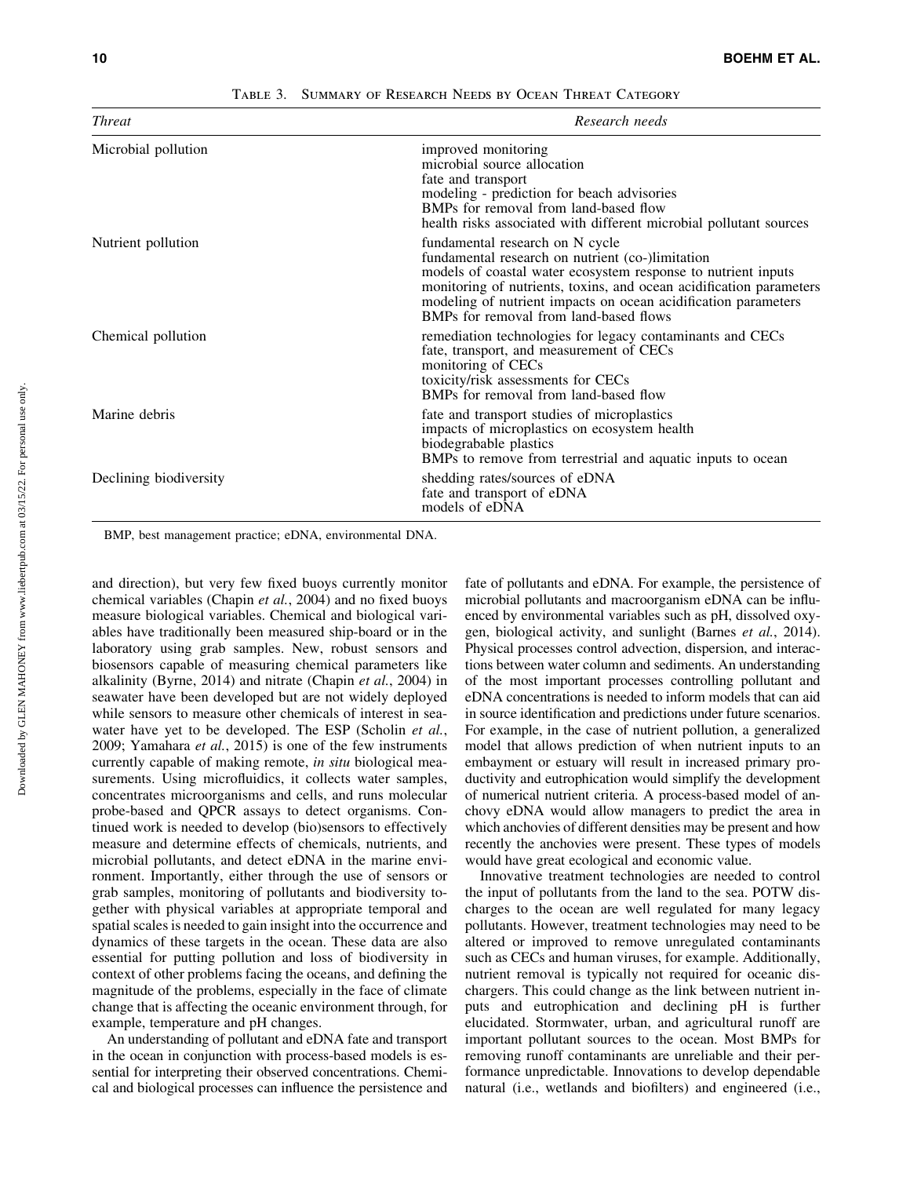Table 3. Summary of Research Needs by Ocean Threat Category

| *Threat* | *Research needs* |
|---|---|
| Microbial pollution | improved monitoring<br>microbial source allocation<br>fate and transport<br>modeling - prediction for beach advisories<br>BMPs for removal from land-based flow<br>health risks associated with different microbial pollutant sources |
| Nutrient pollution | fundamental research on N cycle<br>fundamental research on nutrient (co-)limitation<br>models of coastal water ecosystem response to nutrient inputs<br>monitoring of nutrients, toxins, and ocean acidification parameters<br>modeling of nutrient impacts on ocean acidification parameters<br>BMPs for removal from land-based flows |
| Chemical pollution | remediation technologies for legacy contaminants and CECs<br>fate, transport, and measurement of CECs<br>monitoring of CECs<br>toxicity/risk assessments for CECs<br>BMPs for removal from land-based flow |
| Marine debris | fate and transport studies of microplastics<br>impacts of microplastics on ecosystem health<br>biodegrabable plastics<br>BMPs to remove from terrestrial and aquatic inputs to ocean |
| Declining biodiversity | shedding rates/sources of eDNA<br>fate and transport of eDNA<br>models of eDNA |

BMP, best management practice; eDNA, environmental DNA.

and direction), but very few fixed buoys currently monitor chemical variables (Chapin *et al.*, 2004) and no fixed buoys measure biological variables. Chemical and biological variables have traditionally been measured ship-board or in the laboratory using grab samples. New, robust sensors and biosensors capable of measuring chemical parameters like alkalinity (Byrne, 2014) and nitrate (Chapin *et al.*, 2004) in seawater have been developed but are not widely deployed while sensors to measure other chemicals of interest in seawater have yet to be developed. The ESP (Scholin *et al.*, 2009; Yamahara *et al.*, 2015) is one of the few instruments currently capable of making remote, *in situ* biological measurements. Using microfluidics, it collects water samples, concentrates microorganisms and cells, and runs molecular probe-based and QPCR assays to detect organisms. Continued work is needed to develop (bio)sensors to effectively measure and determine effects of chemicals, nutrients, and microbial pollutants, and detect eDNA in the marine environment. Importantly, either through the use of sensors or grab samples, monitoring of pollutants and biodiversity together with physical variables at appropriate temporal and spatial scales is needed to gain insight into the occurrence and dynamics of these targets in the ocean. These data are also essential for putting pollution and loss of biodiversity in context of other problems facing the oceans, and defining the magnitude of the problems, especially in the face of climate change that is affecting the oceanic environment through, for example, temperature and pH changes.

An understanding of pollutant and eDNA fate and transport in the ocean in conjunction with process-based models is essential for interpreting their observed concentrations. Chemical and biological processes can influence the persistence and fate of pollutants and eDNA. For example, the persistence of microbial pollutants and macroorganism eDNA can be influenced by environmental variables such as pH, dissolved oxygen, biological activity, and sunlight (Barnes *et al.*, 2014). Physical processes control advection, dispersion, and interactions between water column and sediments. An understanding of the most important processes controlling pollutant and eDNA concentrations is needed to inform models that can aid in source identification and predictions under future scenarios. For example, in the case of nutrient pollution, a generalized model that allows prediction of when nutrient inputs to an embayment or estuary will result in increased primary productivity and eutrophication would simplify the development of numerical nutrient criteria. A process-based model of anchovy eDNA would allow managers to predict the area in which anchovies of different densities may be present and how recently the anchovies were present. These types of models would have great ecological and economic value.

Innovative treatment technologies are needed to control the input of pollutants from the land to the sea. POTW discharges to the ocean are well regulated for many legacy pollutants. However, treatment technologies may need to be altered or improved to remove unregulated contaminants such as CECs and human viruses, for example. Additionally, nutrient removal is typically not required for oceanic dischargers. This could change as the link between nutrient inputs and eutrophication and declining pH is further elucidated. Stormwater, urban, and agricultural runoff are important pollutant sources to the ocean. Most BMPs for removing runoff contaminants are unreliable and their performance unpredictable. Innovations to develop dependable natural (i.e., wetlands and biofilters) and engineered (i.e.,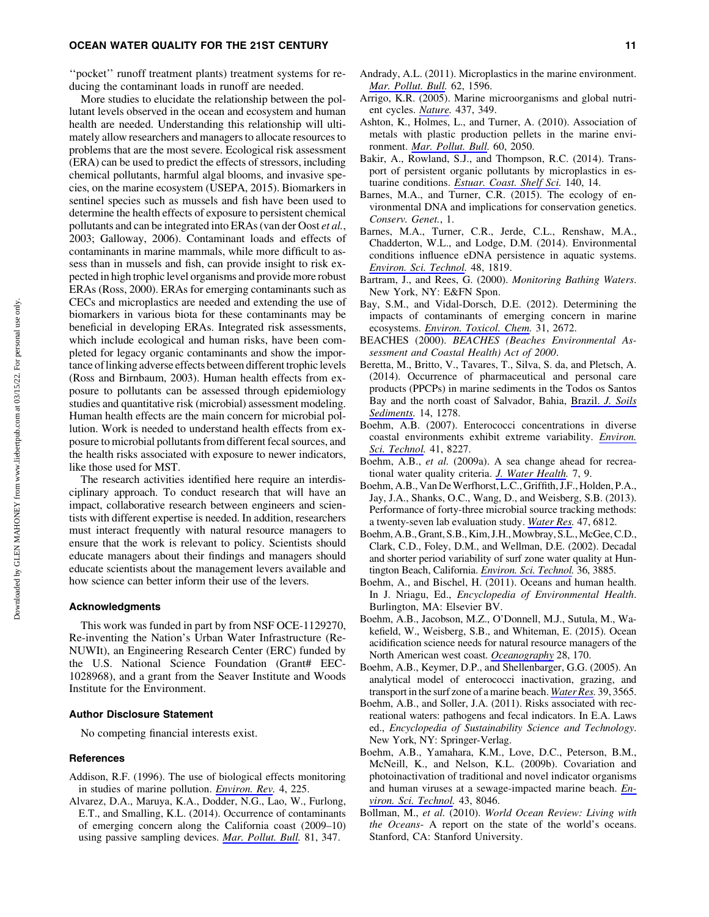''pocket'' runoff treatment plants) treatment systems for reducing the contaminant loads in runoff are needed.

More studies to elucidate the relationship between the pollutant levels observed in the ocean and ecosystem and human health are needed. Understanding this relationship will ultimately allow researchers and managers to allocate resources to problems that are the most severe. Ecological risk assessment (ERA) can be used to predict the effects of stressors, including chemical pollutants, harmful algal blooms, and invasive species, on the marine ecosystem (USEPA, 2015). Biomarkers in sentinel species such as mussels and fish have been used to determine the health effects of exposure to persistent chemical pollutants and can be integrated into ERAs (van der Oost *et al.*, 2003; Galloway, 2006). Contaminant loads and effects of contaminants in marine mammals, while more difficult to assess than in mussels and fish, can provide insight to risk expected in high trophic level organisms and provide more robust ERAs (Ross, 2000). ERAs for emerging contaminants such as CECs and microplastics are needed and extending the use of biomarkers in various biota for these contaminants may be beneficial in developing ERAs. Integrated risk assessments, which include ecological and human risks, have been completed for legacy organic contaminants and show the importance of linking adverse effects between different trophic levels (Ross and Birnbaum, 2003). Human health effects from exposure to pollutants can be assessed through epidemiology studies and quantitative risk (microbial) assessment modeling. Human health effects are the main concern for microbial pollution. Work is needed to understand health effects from exposure to microbial pollutants from different fecal sources, and the health risks associated with exposure to newer indicators, like those used for MST.

The research activities identified here require an interdisciplinary approach. To conduct research that will have an impact, collaborative research between engineers and scientists with different expertise is needed. In addition, researchers must interact frequently with natural resource managers to ensure that the work is relevant to policy. Scientists should educate managers about their findings and managers should educate scientists about the management levers available and how science can better inform their use of the levers.

### Acknowledgments

This work was funded in part by from NSF OCE-1129270, Re-inventing the Nation's Urban Water Infrastructure (ReNUWIt), an Engineering Research Center (ERC) funded by the U.S. National Science Foundation (Grant# EEC-1028968), and a grant from the Seaver Institute and Woods Institute for the Environment.

### Author Disclosure Statement

No competing financial interests exist.

### References

Addison, R.F. (1996). The use of biological effects monitoring in studies of marine pollution. *Environ. Rev.* 4, 225.

Alvarez, D.A., Maruya, K.A., Dodder, N.G., Lao, W., Furlong, E.T., and Smalling, K.L. (2014). Occurrence of contaminants of emerging concern along the California coast (2009–10) using passive sampling devices. *Mar. Pollut. Bull.* 81, 347.

Andrady, A.L. (2011). Microplastics in the marine environment. *Mar. Pollut. Bull.* 62, 1596.

Arrigo, K.R. (2005). Marine microorganisms and global nutrient cycles. *Nature.* 437, 349.

Ashton, K., Holmes, L., and Turner, A. (2010). Association of metals with plastic production pellets in the marine environment. *Mar. Pollut. Bull.* 60, 2050.

Bakir, A., Rowland, S.J., and Thompson, R.C. (2014). Transport of persistent organic pollutants by microplastics in estuarine conditions. *Estuar. Coast. Shelf Sci.* 140, 14.

Barnes, M.A., and Turner, C.R. (2015). The ecology of environmental DNA and implications for conservation genetics. *Conserv. Genet.*, 1.

Barnes, M.A., Turner, C.R., Jerde, C.L., Renshaw, M.A., Chadderton, W.L., and Lodge, D.M. (2014). Environmental conditions influence eDNA persistence in aquatic systems. *Environ. Sci. Technol.* 48, 1819.

Bartram, J., and Rees, G. (2000). *Monitoring Bathing Waters*. New York, NY: E&FN Spon.

Bay, S.M., and Vidal-Dorsch, D.E. (2012). Determining the impacts of contaminants of emerging concern in marine ecosystems. *Environ. Toxicol. Chem.* 31, 2672.

BEACHES (2000). *BEACHES (Beaches Environmental Assessment and Coastal Health) Act of 2000*.

Beretta, M., Britto, V., Tavares, T., Silva, S. da, and Pletsch, A. (2014). Occurrence of pharmaceutical and personal care products (PPCPs) in marine sediments in the Todos os Santos Bay and the north coast of Salvador, Bahia, Brazil. *J. Soils Sediments.* 14, 1278.

Boehm, A.B. (2007). Enterococci concentrations in diverse coastal environments exhibit extreme variability. *Environ. Sci. Technol.* 41, 8227.

Boehm, A.B., *et al.* (2009a). A sea change ahead for recreational water quality criteria. *J. Water Health.* 7, 9.

Boehm, A.B., Van De Werfhorst, L.C., Griffith, J.F., Holden, P.A., Jay, J.A., Shanks, O.C., Wang, D., and Weisberg, S.B. (2013). Performance of forty-three microbial source tracking methods: a twenty-seven lab evaluation study. *Water Res.* 47, 6812.

Boehm, A.B., Grant, S.B., Kim, J.H., Mowbray, S.L., McGee, C.D., Clark, C.D., Foley, D.M., and Wellman, D.E. (2002). Decadal and shorter period variability of surf zone water quality at Huntington Beach, California. *Environ. Sci. Technol.* 36, 3885.

Boehm, A., and Bischel, H. (2011). Oceans and human health. In J. Nriagu, Ed., *Encyclopedia of Environmental Health*. Burlington, MA: Elsevier BV.

Boehm, A.B., Jacobson, M.Z., O'Donnell, M.J., Sutula, M., Wakefield, W., Weisberg, S.B., and Whiteman, E. (2015). Ocean acidification science needs for natural resource managers of the North American west coast. *Oceanography* 28, 170.

Boehm, A.B., Keymer, D.P., and Shellenbarger, G.G. (2005). An analytical model of enterococci inactivation, grazing, and transport in the surf zone of a marine beach. *Water Res.* 39, 3565.

Boehm, A.B., and Soller, J.A. (2011). Risks associated with recreational waters: pathogens and fecal indicators. In E.A. Laws ed., *Encyclopedia of Sustainability Science and Technology*. New York, NY: Springer-Verlag.

Boehm, A.B., Yamahara, K.M., Love, D.C., Peterson, B.M., McNeill, K., and Nelson, K.L. (2009b). Covariation and photoinactivation of traditional and novel indicator organisms and human viruses at a sewage-impacted marine beach. *Environ. Sci. Technol.* 43, 8046.

Bollman, M., *et al.* (2010). *World Ocean Review: Living with the Oceans*- A report on the state of the world's oceans. Stanford, CA: Stanford University.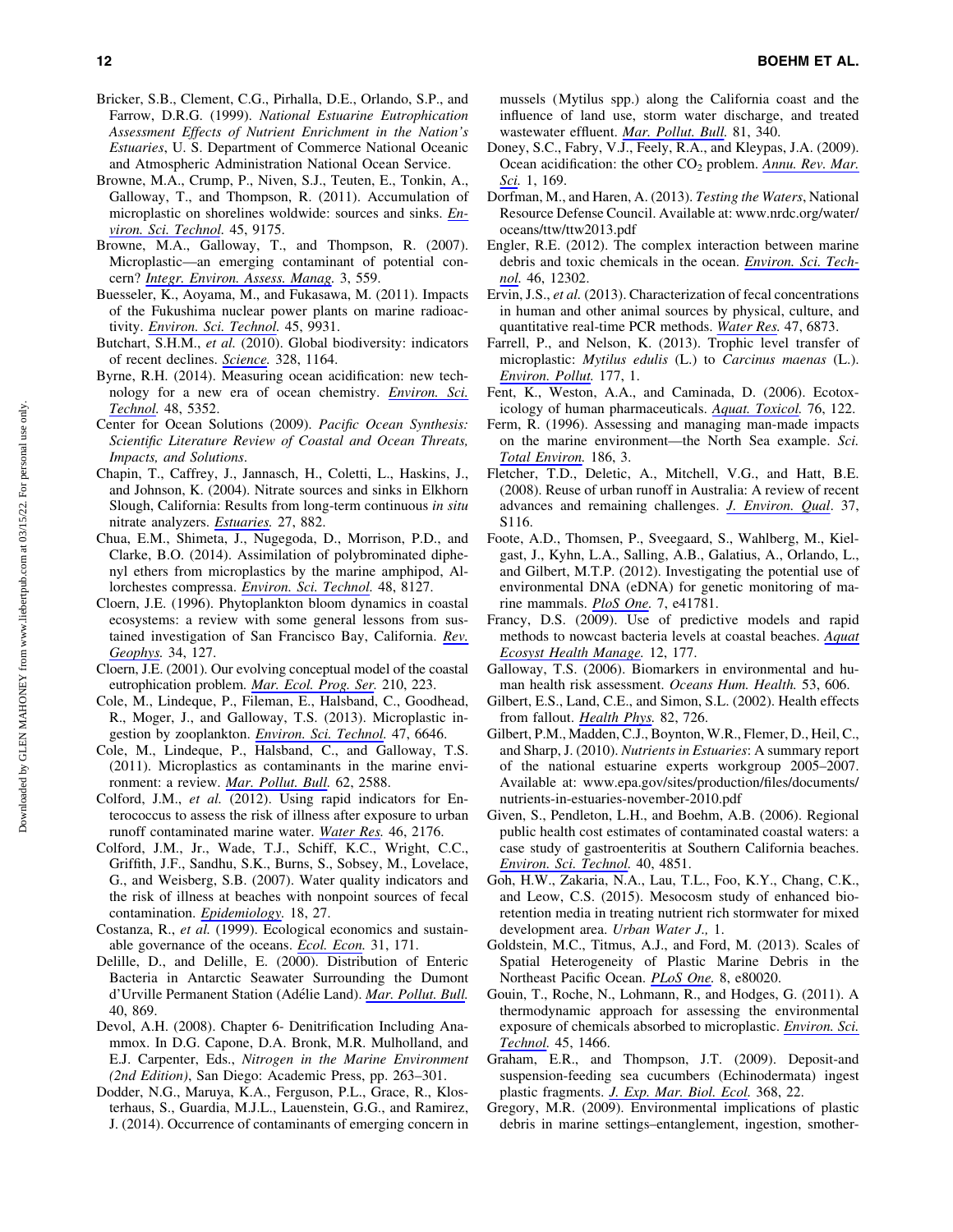Bricker, S.B., Clement, C.G., Pirhalla, D.E., Orlando, S.P., and Farrow, D.R.G. (1999). *National Estuarine Eutrophication Assessment Effects of Nutrient Enrichment in the Nation's Estuaries*, U. S. Department of Commerce National Oceanic and Atmospheric Administration National Ocean Service.

Browne, M.A., Crump, P., Niven, S.J., Teuten, E., Tonkin, A., Galloway, T., and Thompson, R. (2011). Accumulation of microplastic on shorelines woldwide: sources and sinks. *Environ. Sci. Technol.* 45, 9175.

Browne, M.A., Galloway, T., and Thompson, R. (2007). Microplastic—an emerging contaminant of potential concern? *Integr. Environ. Assess. Manag.* 3, 559.

Buesseler, K., Aoyama, M., and Fukasawa, M. (2011). Impacts of the Fukushima nuclear power plants on marine radioactivity. *Environ. Sci. Technol.* 45, 9931.

Butchart, S.H.M., *et al.* (2010). Global biodiversity: indicators of recent declines. *Science.* 328, 1164.

Byrne, R.H. (2014). Measuring ocean acidification: new technology for a new era of ocean chemistry. *Environ. Sci. Technol.* 48, 5352.

Center for Ocean Solutions (2009). *Pacific Ocean Synthesis: Scientific Literature Review of Coastal and Ocean Threats, Impacts, and Solutions*.

Chapin, T., Caffrey, J., Jannasch, H., Coletti, L., Haskins, J., and Johnson, K. (2004). Nitrate sources and sinks in Elkhorn Slough, California: Results from long-term continuous *in situ* nitrate analyzers. *Estuaries.* 27, 882.

Chua, E.M., Shimeta, J., Nugegoda, D., Morrison, P.D., and Clarke, B.O. (2014). Assimilation of polybrominated diphenyl ethers from microplastics by the marine amphipod, Allorchestes compressa. *Environ. Sci. Technol.* 48, 8127.

Cloern, J.E. (1996). Phytoplankton bloom dynamics in coastal ecosystems: a review with some general lessons from sustained investigation of San Francisco Bay, California. *Rev. Geophys.* 34, 127.

Cloern, J.E. (2001). Our evolving conceptual model of the coastal eutrophication problem. *Mar. Ecol. Prog. Ser.* 210, 223.

Cole, M., Lindeque, P., Fileman, E., Halsband, C., Goodhead, R., Moger, J., and Galloway, T.S. (2013). Microplastic ingestion by zooplankton. *Environ. Sci. Technol.* 47, 6646.

Cole, M., Lindeque, P., Halsband, C., and Galloway, T.S. (2011). Microplastics as contaminants in the marine environment: a review. *Mar. Pollut. Bull.* 62, 2588.

Colford, J.M., *et al.* (2012). Using rapid indicators for Enterococcus to assess the risk of illness after exposure to urban runoff contaminated marine water. *Water Res.* 46, 2176.

Colford, J.M., Jr., Wade, T.J., Schiff, K.C., Wright, C.C., Griffith, J.F., Sandhu, S.K., Burns, S., Sobsey, M., Lovelace, G., and Weisberg, S.B. (2007). Water quality indicators and the risk of illness at beaches with nonpoint sources of fecal contamination. *Epidemiology.* 18, 27.

Costanza, R., *et al.* (1999). Ecological economics and sustainable governance of the oceans. *Ecol. Econ.* 31, 171.

Delille, D., and Delille, E. (2000). Distribution of Enteric Bacteria in Antarctic Seawater Surrounding the Dumont d'Urville Permanent Station (Adélie Land). *Mar. Pollut. Bull.* 40, 869.

Devol, A.H. (2008). Chapter 6- Denitrification Including Anammox. In D.G. Capone, D.A. Bronk, M.R. Mulholland, and E.J. Carpenter, Eds., *Nitrogen in the Marine Environment (2nd Edition)*, San Diego: Academic Press, pp. 263–301.

Dodder, N.G., Maruya, K.A., Ferguson, P.L., Grace, R., Klosterhaus, S., Guardia, M.J.L., Lauenstein, G.G., and Ramirez, J. (2014). Occurrence of contaminants of emerging concern in mussels (Mytilus spp.) along the California coast and the influence of land use, storm water discharge, and treated wastewater effluent. *Mar. Pollut. Bull.* 81, 340.

Doney, S.C., Fabry, V.J., Feely, R.A., and Kleypas, J.A. (2009). Ocean acidification: the other $CO_2$ problem. *Annu. Rev. Mar. Sci.* 1, 169.

Dorfman, M., and Haren, A. (2013). *Testing the Waters*, National Resource Defense Council. Available at: www.nrdc.org/water/oceans/ttw/ttw2013.pdf

Engler, R.E. (2012). The complex interaction between marine debris and toxic chemicals in the ocean. *Environ. Sci. Technol.* 46, 12302.

Ervin, J.S., *et al.* (2013). Characterization of fecal concentrations in human and other animal sources by physical, culture, and quantitative real-time PCR methods. *Water Res.* 47, 6873.

Farrell, P., and Nelson, K. (2013). Trophic level transfer of microplastic: *Mytilus edulis* (L.) to *Carcinus maenas* (L.). *Environ. Pollut.* 177, 1.

Fent, K., Weston, A.A., and Caminada, D. (2006). Ecotoxicology of human pharmaceuticals. *Aquat. Toxicol.* 76, 122.

Ferm, R. (1996). Assessing and managing man-made impacts on the marine environment—the North Sea example. *Sci. Total Environ.* 186, 3.

Fletcher, T.D., Deletic, A., Mitchell, V.G., and Hatt, B.E. (2008). Reuse of urban runoff in Australia: A review of recent advances and remaining challenges. *J. Environ. Qual*. 37, S116.

Foote, A.D., Thomsen, P., Sveegaard, S., Wahlberg, M., Kielgast, J., Kyhn, L.A., Salling, A.B., Galatius, A., Orlando, L., and Gilbert, M.T.P. (2012). Investigating the potential use of environmental DNA (eDNA) for genetic monitoring of marine mammals. *PloS One.* 7, e41781.

Francy, D.S. (2009). Use of predictive models and rapid methods to nowcast bacteria levels at coastal beaches. *Aquat Ecosyst Health Manage.* 12, 177.

Galloway, T.S. (2006). Biomarkers in environmental and human health risk assessment. *Oceans Hum. Health.* 53, 606.

Gilbert, E.S., Land, C.E., and Simon, S.L. (2002). Health effects from fallout. *Health Phys.* 82, 726.

Gilbert, P.M., Madden, C.J., Boynton, W.R., Flemer, D., Heil, C., and Sharp, J. (2010). *Nutrients in Estuaries*: A summary report of the national estuarine experts workgroup 2005–2007. Available at: www.epa.gov/sites/production/files/documents/nutrients-in-estuaries-november-2010.pdf

Given, S., Pendleton, L.H., and Boehm, A.B. (2006). Regional public health cost estimates of contaminated coastal waters: a case study of gastroenteritis at Southern California beaches. *Environ. Sci. Technol.* 40, 4851.

Goh, H.W., Zakaria, N.A., Lau, T.L., Foo, K.Y., Chang, C.K., and Leow, C.S. (2015). Mesocosm study of enhanced bioretention media in treating nutrient rich stormwater for mixed development area. *Urban Water J.,* 1.

Goldstein, M.C., Titmus, A.J., and Ford, M. (2013). Scales of Spatial Heterogeneity of Plastic Marine Debris in the Northeast Pacific Ocean. *PLoS One.* 8, e80020.

Gouin, T., Roche, N., Lohmann, R., and Hodges, G. (2011). A thermodynamic approach for assessing the environmental exposure of chemicals absorbed to microplastic. *Environ. Sci. Technol.* 45, 1466.

Graham, E.R., and Thompson, J.T. (2009). Deposit-and suspension-feeding sea cucumbers (Echinodermata) ingest plastic fragments. *J. Exp. Mar. Biol. Ecol.* 368, 22.

Gregory, M.R. (2009). Environmental implications of plastic debris in marine settings–entanglement, ingestion, smother-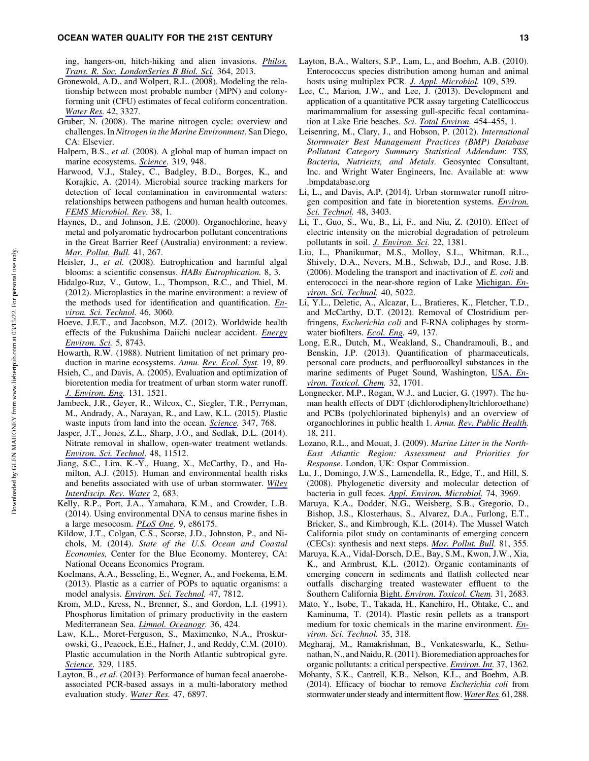ing, hangers-on, hitch-hiking and alien invasions. *Philos. Trans. R. Soc. LondonSeries B Biol. Sci.* 364, 2013.

Gronewold, A.D., and Wolpert, R.L. (2008). Modeling the relationship between most probable number (MPN) and colony-forming unit (CFU) estimates of fecal coliform concentration. *Water Res.* 42, 3327.

Gruber, N. (2008). The marine nitrogen cycle: overview and challenges. In *Nitrogen in the Marine Environment*. San Diego, CA: Elsevier.

Halpern, B.S., *et al.* (2008). A global map of human impact on marine ecosystems. *Science.* 319, 948.

Harwood, V.J., Staley, C., Badgley, B.D., Borges, K., and Korajkic, A. (2014). Microbial source tracking markers for detection of fecal contamination in environmental waters: relationships between pathogens and human health outcomes. *FEMS Microbiol. Rev*. 38, 1.

Haynes, D., and Johnson, J.E. (2000). Organochlorine, heavy metal and polyaromatic hydrocarbon pollutant concentrations in the Great Barrier Reef (Australia) environment: a review. *Mar. Pollut. Bull.* 41, 267.

Heisler, J., *et al.* (2008). Eutrophication and harmful algal blooms: a scientific consensus. *HABs Eutrophication.* 8, 3.

Hidalgo-Ruz, V., Gutow, L., Thompson, R.C., and Thiel, M. (2012). Microplastics in the marine environment: a review of the methods used for identification and quantification. *Environ. Sci. Technol.* 46, 3060.

Hoeve, J.E.T., and Jacobson, M.Z. (2012). Worldwide health effects of the Fukushima Daiichi nuclear accident. *Energy Environ. Sci.* 5, 8743.

Howarth, R.W. (1988). Nutrient limitation of net primary production in marine ecosystems. *Annu. Rev. Ecol. Syst.* 19, 89.

Hsieh, C., and Davis, A. (2005). Evaluation and optimization of bioretention media for treatment of urban storm water runoff. *J. Environ. Eng.* 131, 1521.

Jambeck, J.R., Geyer, R., Wilcox, C., Siegler, T.R., Perryman, M., Andrady, A., Narayan, R., and Law, K.L. (2015). Plastic waste inputs from land into the ocean. *Science.* 347, 768.

Jasper, J.T., Jones, Z.L., Sharp, J.O., and Sedlak, D.L. (2014). Nitrate removal in shallow, open-water treatment wetlands. *Environ. Sci. Technol*. 48, 11512.

Jiang, S.C., Lim, K.-Y., Huang, X., McCarthy, D., and Hamilton, A.J. (2015). Human and environmental health risks and benefits associated with use of urban stormwater. *Wiley Interdiscip. Rev. Water* 2, 683.

Kelly, R.P., Port, J.A., Yamahara, K.M., and Crowder, L.B. (2014). Using environmental DNA to census marine fishes in a large mesocosm. *PLoS One.* 9, e86175.

Kildow, J.T., Colgan, C.S., Scorse, J.D., Johnston, P., and Nichols, M. (2014). *State of the U.S. Ocean and Coastal Economies,* Center for the Blue Economy. Monterey, CA: National Oceans Economics Program.

Koelmans, A.A., Besseling, E., Wegner, A., and Foekema, E.M. (2013). Plastic as a carrier of POPs to aquatic organisms: a model analysis. *Environ. Sci. Technol.* 47, 7812.

Krom, M.D., Kress, N., Brenner, S., and Gordon, L.I. (1991). Phosphorus limitation of primary productivity in the eastern Mediterranean Sea. *Limnol. Oceanogr.* 36, 424.

Law, K.L., Moret-Ferguson, S., Maximenko, N.A., Proskurowski, G., Peacock, E.E., Hafner, J., and Reddy, C.M. (2010). Plastic accumulation in the North Atlantic subtropical gyre. *Science.* 329, 1185.

Layton, B., *et al.* (2013). Performance of human fecal anaerobe-associated PCR-based assays in a multi-laboratory method evaluation study. *Water Res.* 47, 6897.

Layton, B.A., Walters, S.P., Lam, L., and Boehm, A.B. (2010). Enterococcus species distribution among human and animal hosts using multiplex PCR. *J. Appl. Microbiol.* 109, 539.

Lee, C., Marion, J.W., and Lee, J. (2013). Development and application of a quantitative PCR assay targeting Catellicoccus marimammalium for assessing gull-specific fecal contamination at Lake Erie beaches. *Sci. Total Environ.* 454–455, 1.

Leisenring, M., Clary, J., and Hobson, P. (2012). *International Stormwater Best Management Practices (BMP) Database Pollutant Category Summary Statistical Addendum: TSS, Bacteria, Nutrients, and Metals*. Geosyntec Consultant, Inc. and Wright Water Engineers, Inc. Available at: www.bmpdatabase.org

Li, L., and Davis, A.P. (2014). Urban stormwater runoff nitrogen composition and fate in bioretention systems. *Environ. Sci. Technol.* 48, 3403.

Li, T., Guo, S., Wu, B., Li, F., and Niu, Z. (2010). Effect of electric intensity on the microbial degradation of petroleum pollutants in soil. *J. Environ. Sci.* 22, 1381.

Liu, L., Phanikumar, M.S., Molloy, S.L., Whitman, R.L., Shively, D.A., Nevers, M.B., Schwab, D.J., and Rose, J.B. (2006). Modeling the transport and inactivation of *E. coli* and enterococci in the near-shore region of Lake Michigan. *Environ. Sci. Technol.* 40, 5022.

Li, Y.L., Deletic, A., Alcazar, L., Bratieres, K., Fletcher, T.D., and McCarthy, D.T. (2012). Removal of Clostridium perfringens, *Escherichia coli* and F-RNA coliphages by stormwater biofilters. *Ecol. Eng.* 49, 137.

Long, E.R., Dutch, M., Weakland, S., Chandramouli, B., and Benskin, J.P. (2013). Quantification of pharmaceuticals, personal care products, and perfluoroalkyl substances in the marine sediments of Puget Sound, Washington, USA. *Environ. Toxicol. Chem.* 32, 1701.

Longnecker, M.P., Rogan, W.J., and Lucier, G. (1997). The human health effects of DDT (dichlorodiphenyltrichloroethane) and PCBs (polychlorinated biphenyls) and an overview of organochlorines in public health 1. *Annu. Rev. Public Health.* 18, 211.

Lozano, R.L., and Mouat, J. (2009). *Marine Litter in the North-East Atlantic Region: Assessment and Priorities for Response*. London, UK: Ospar Commission.

Lu, J., Domingo, J.W.S., Lamendella, R., Edge, T., and Hill, S. (2008). Phylogenetic diversity and molecular detection of bacteria in gull feces. *Appl. Environ. Microbiol.* 74, 3969.

Maruya, K.A., Dodder, N.G., Weisberg, S.B., Gregorio, D., Bishop, J.S., Klosterhaus, S., Alvarez, D.A., Furlong, E.T., Bricker, S., and Kimbrough, K.L. (2014). The Mussel Watch California pilot study on contaminants of emerging concern (CECs): synthesis and next steps. *Mar. Pollut. Bull.* 81, 355.

Maruya, K.A., Vidal-Dorsch, D.E., Bay, S.M., Kwon, J.W., Xia, K., and Armbrust, K.L. (2012). Organic contaminants of emerging concern in sediments and flatfish collected near outfalls discharging treated wastewater effluent to the Southern California Bight. *Environ. Toxicol. Chem.* 31, 2683.

Mato, Y., Isobe, T., Takada, H., Kanehiro, H., Ohtake, C., and Kaminuma, T. (2014). Plastic resin pellets as a transport medium for toxic chemicals in the marine environment. *Environ. Sci. Technol.* 35, 318.

Megharaj, M., Ramakrishnan, B., Venkateswarlu, K., Sethunathan, N., and Naidu, R. (2011). Bioremediation approaches for organic pollutants: a critical perspective. *Environ. Int.* 37, 1362.

Mohanty, S.K., Cantrell, K.B., Nelson, K.L., and Boehm, A.B. (2014). Efficacy of biochar to remove *Escherichia coli* from stormwater under steady and intermittent flow. *Water Res.* 61, 288.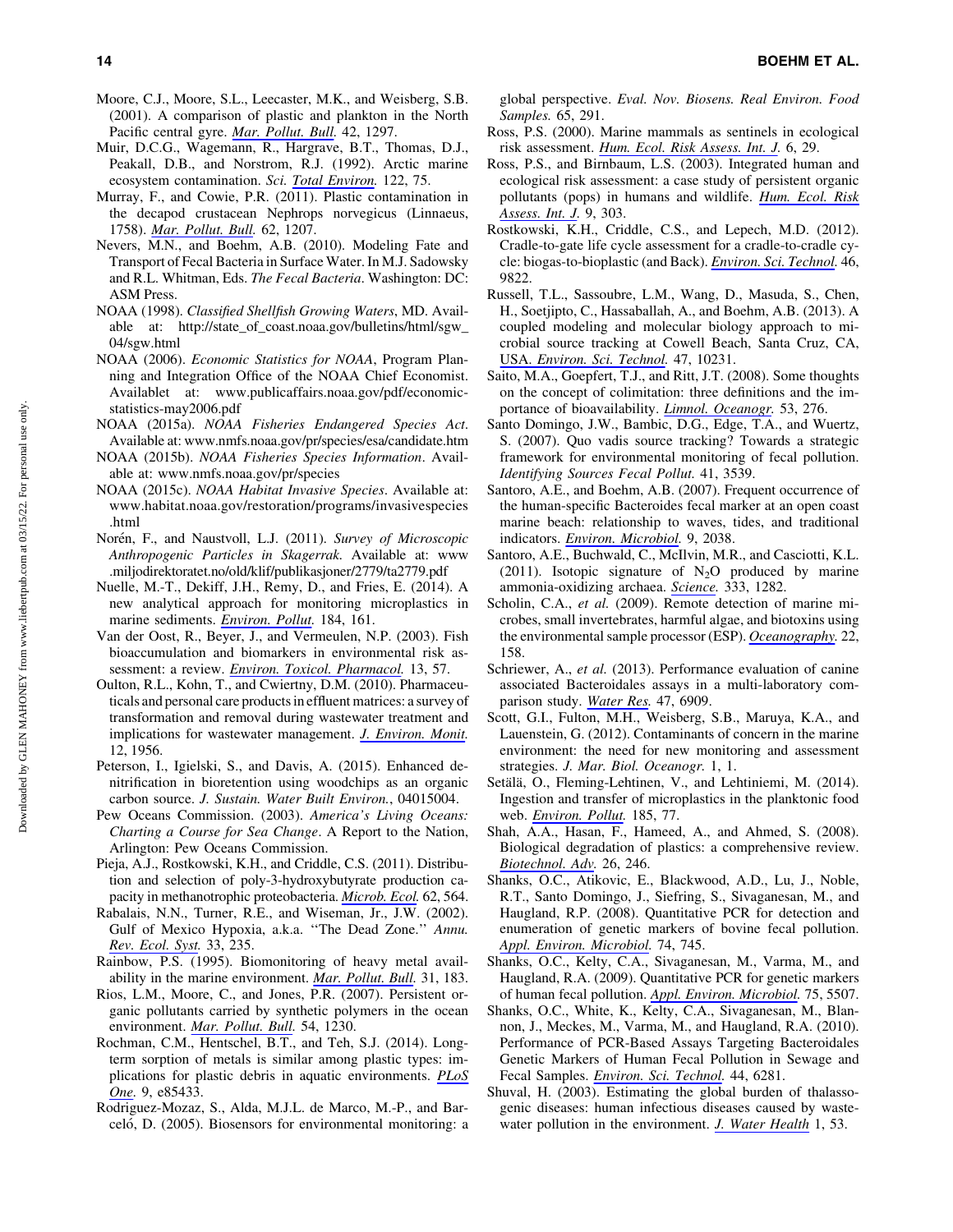Moore, C.J., Moore, S.L., Leecaster, M.K., and Weisberg, S.B. (2001). A comparison of plastic and plankton in the North Pacific central gyre. *Mar. Pollut. Bull.* 42, 1297.

Muir, D.C.G., Wagemann, R., Hargrave, B.T., Thomas, D.J., Peakall, D.B., and Norstrom, R.J. (1992). Arctic marine ecosystem contamination. *Sci. Total Environ.* 122, 75.

Murray, F., and Cowie, P.R. (2011). Plastic contamination in the decapod crustacean Nephrops norvegicus (Linnaeus, 1758). *Mar. Pollut. Bull.* 62, 1207.

Nevers, M.N., and Boehm, A.B. (2010). Modeling Fate and Transport of Fecal Bacteria in Surface Water. In M.J. Sadowsky and R.L. Whitman, Eds. *The Fecal Bacteria*. Washington: DC: ASM Press.

NOAA (1998). *Classified Shellfish Growing Waters*, MD. Available at: http://state_of_coast.noaa.gov/bulletins/html/sgw_04/sgw.html

NOAA (2006). *Economic Statistics for NOAA*, Program Planning and Integration Office of the NOAA Chief Economist. Availablet at: www.publicaffairs.noaa.gov/pdf/economic-statistics-may2006.pdf

NOAA (2015a). *NOAA Fisheries Endangered Species Act*. Available at: www.nmfs.noaa.gov/pr/species/esa/candidate.htm

NOAA (2015b). *NOAA Fisheries Species Information*. Available at: www.nmfs.noaa.gov/pr/species

NOAA (2015c). *NOAA Habitat Invasive Species*. Available at: www.habitat.noaa.gov/restoration/programs/invasivespecies.html

Norén, F., and Naustvoll, L.J. (2011). *Survey of Microscopic Anthropogenic Particles in Skagerrak*. Available at: www.miljodirektoratet.no/old/klif/publikasjoner/2779/ta2779.pdf

Nuelle, M.-T., Dekiff, J.H., Remy, D., and Fries, E. (2014). A new analytical approach for monitoring microplastics in marine sediments. *Environ. Pollut.* 184, 161.

Van der Oost, R., Beyer, J., and Vermeulen, N.P. (2003). Fish bioaccumulation and biomarkers in environmental risk assessment: a review. *Environ. Toxicol. Pharmacol.* 13, 57.

Oulton, R.L., Kohn, T., and Cwiertny, D.M. (2010). Pharmaceuticals and personal care products in effluent matrices: a survey of transformation and removal during wastewater treatment and implications for wastewater management. *J. Environ. Monit.* 12, 1956.

Peterson, I., Igielski, S., and Davis, A. (2015). Enhanced denitrification in bioretention using woodchips as an organic carbon source. *J. Sustain. Water Built Environ.*, 04015004.

Pew Oceans Commission. (2003). *America's Living Oceans: Charting a Course for Sea Change*. A Report to the Nation, Arlington: Pew Oceans Commission.

Pieja, A.J., Rostkowski, K.H., and Criddle, C.S. (2011). Distribution and selection of poly-3-hydroxybutyrate production capacity in methanotrophic proteobacteria. *Microb. Ecol.* 62, 564.

Rabalais, N.N., Turner, R.E., and Wiseman, Jr., J.W. (2002). Gulf of Mexico Hypoxia, a.k.a. ''The Dead Zone.'' *Annu. Rev. Ecol. Syst.* 33, 235.

Rainbow, P.S. (1995). Biomonitoring of heavy metal availability in the marine environment. *Mar. Pollut. Bull.* 31, 183.

Rios, L.M., Moore, C., and Jones, P.R. (2007). Persistent organic pollutants carried by synthetic polymers in the ocean environment. *Mar. Pollut. Bull.* 54, 1230.

Rochman, C.M., Hentschel, B.T., and Teh, S.J. (2014). Long-term sorption of metals is similar among plastic types: implications for plastic debris in aquatic environments. *PLoS One.* 9, e85433.

Rodriguez-Mozaz, S., Alda, M.J.L. de Marco, M.-P., and Barceló, D. (2005). Biosensors for environmental monitoring: a global perspective. *Eval. Nov. Biosens. Real Environ. Food Samples.* 65, 291.

Ross, P.S. (2000). Marine mammals as sentinels in ecological risk assessment. *Hum. Ecol. Risk Assess. Int. J.* 6, 29.

Ross, P.S., and Birnbaum, L.S. (2003). Integrated human and ecological risk assessment: a case study of persistent organic pollutants (pops) in humans and wildlife. *Hum. Ecol. Risk Assess. Int. J.* 9, 303.

Rostkowski, K.H., Criddle, C.S., and Lepech, M.D. (2012). Cradle-to-gate life cycle assessment for a cradle-to-cradle cycle: biogas-to-bioplastic (and Back). *Environ. Sci. Technol.* 46, 9822.

Russell, T.L., Sassoubre, L.M., Wang, D., Masuda, S., Chen, H., Soetjipto, C., Hassaballah, A., and Boehm, A.B. (2013). A coupled modeling and molecular biology approach to microbial source tracking at Cowell Beach, Santa Cruz, CA, USA. *Environ. Sci. Technol.* 47, 10231.

Saito, M.A., Goepfert, T.J., and Ritt, J.T. (2008). Some thoughts on the concept of colimitation: three definitions and the importance of bioavailability. *Limnol. Oceanogr.* 53, 276.

Santo Domingo, J.W., Bambic, D.G., Edge, T.A., and Wuertz, S. (2007). Quo vadis source tracking? Towards a strategic framework for environmental monitoring of fecal pollution. *Identifying Sources Fecal Pollut.* 41, 3539.

Santoro, A.E., and Boehm, A.B. (2007). Frequent occurrence of the human-specific Bacteroides fecal marker at an open coast marine beach: relationship to waves, tides, and traditional indicators. *Environ. Microbiol.* 9, 2038.

Santoro, A.E., Buchwald, C., McIlvin, M.R., and Casciotti, K.L. (2011). Isotopic signature of $N_2O$ produced by marine ammonia-oxidizing archaea. *Science.* 333, 1282.

Scholin, C.A., *et al.* (2009). Remote detection of marine microbes, small invertebrates, harmful algae, and biotoxins using the environmental sample processor (ESP). *Oceanography.* 22, 158.

Schriewer, A., *et al.* (2013). Performance evaluation of canine associated Bacteroidales assays in a multi-laboratory comparison study. *Water Res.* 47, 6909.

Scott, G.I., Fulton, M.H., Weisberg, S.B., Maruya, K.A., and Lauenstein, G. (2012). Contaminants of concern in the marine environment: the need for new monitoring and assessment strategies. *J. Mar. Biol. Oceanogr.* 1, 1.

Setälä, O., Fleming-Lehtinen, V., and Lehtiniemi, M. (2014). Ingestion and transfer of microplastics in the planktonic food web. *Environ. Pollut.* 185, 77.

Shah, A.A., Hasan, F., Hameed, A., and Ahmed, S. (2008). Biological degradation of plastics: a comprehensive review. *Biotechnol. Adv.* 26, 246.

Shanks, O.C., Atikovic, E., Blackwood, A.D., Lu, J., Noble, R.T., Santo Domingo, J., Siefring, S., Sivaganesan, M., and Haugland, R.P. (2008). Quantitative PCR for detection and enumeration of genetic markers of bovine fecal pollution. *Appl. Environ. Microbiol.* 74, 745.

Shanks, O.C., Kelty, C.A., Sivaganesan, M., Varma, M., and Haugland, R.A. (2009). Quantitative PCR for genetic markers of human fecal pollution. *Appl. Environ. Microbiol.* 75, 5507.

Shanks, O.C., White, K., Kelty, C.A., Sivaganesan, M., Blannon, J., Meckes, M., Varma, M., and Haugland, R.A. (2010). Performance of PCR-Based Assays Targeting Bacteroidales Genetic Markers of Human Fecal Pollution in Sewage and Fecal Samples. *Environ. Sci. Technol.* 44, 6281.

Shuval, H. (2003). Estimating the global burden of thalassogenic diseases: human infectious diseases caused by wastewater pollution in the environment. *J. Water Health* 1, 53.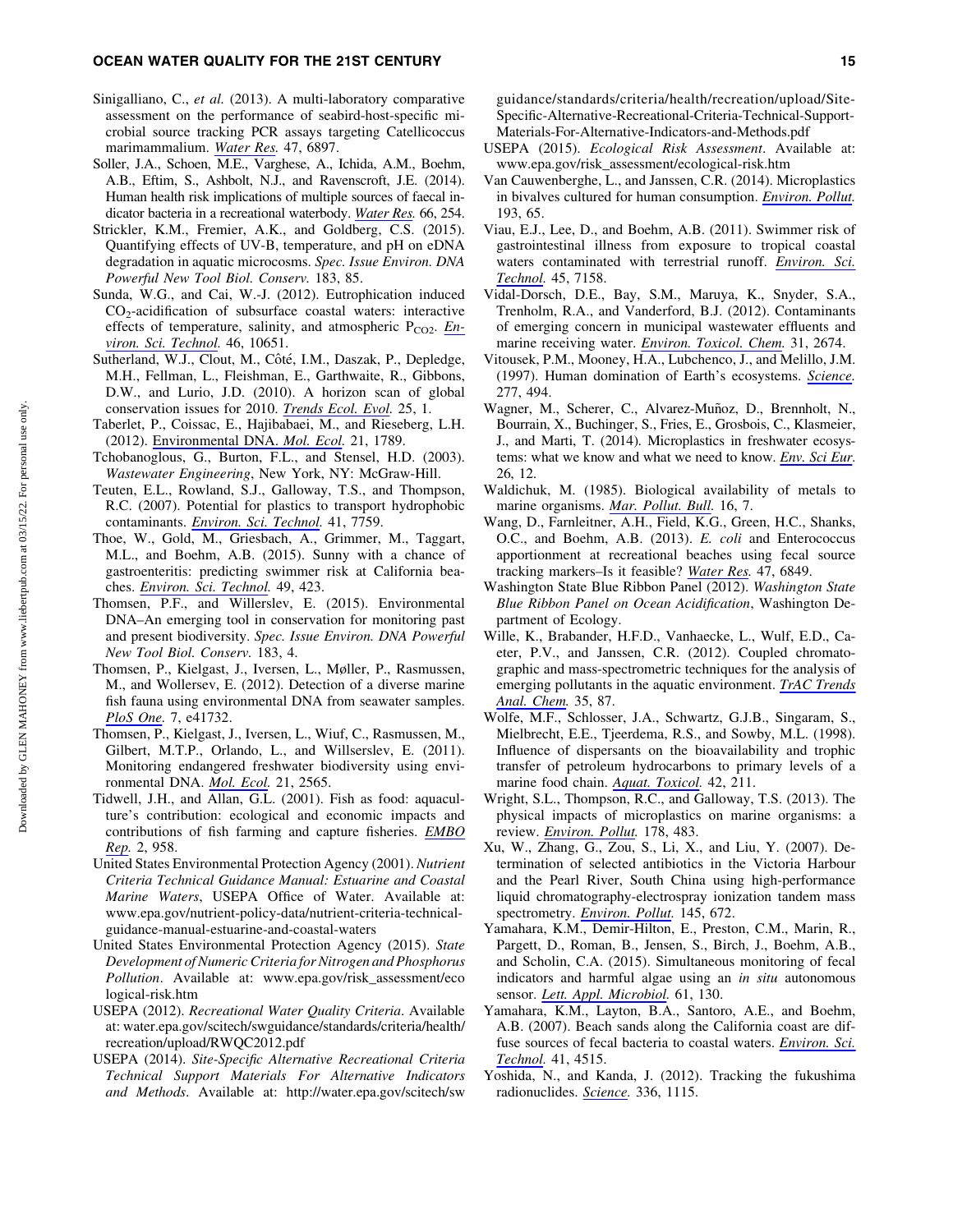Sinigalliano, C., *et al.* (2013). A multi-laboratory comparative assessment on the performance of seabird-host-specific microbial source tracking PCR assays targeting Catellicoccus marimammalium. *Water Res.* 47, 6897.

Soller, J.A., Schoen, M.E., Varghese, A., Ichida, A.M., Boehm, A.B., Eftim, S., Ashbolt, N.J., and Ravenscroft, J.E. (2014). Human health risk implications of multiple sources of faecal indicator bacteria in a recreational waterbody. *Water Res.* 66, 254.

Strickler, K.M., Fremier, A.K., and Goldberg, C.S. (2015). Quantifying effects of UV-B, temperature, and pH on eDNA degradation in aquatic microcosms. *Spec. Issue Environ. DNA Powerful New Tool Biol. Conserv.* 183, 85.

Sunda, W.G., and Cai, W.-J. (2012). Eutrophication induced $CO_2$-acidification of subsurface coastal waters: interactive effects of temperature, salinity, and atmospheric $P_{CO_2}$. *Environ. Sci. Technol.* 46, 10651.

Sutherland, W.J., Clout, M., Côté, I.M., Daszak, P., Depledge, M.H., Fellman, L., Fleishman, E., Garthwaite, R., Gibbons, D.W., and Lurio, J.D. (2010). A horizon scan of global conservation issues for 2010. *Trends Ecol. Evol.* 25, 1.

Taberlet, P., Coissac, E., Hajibabaei, M., and Rieseberg, L.H. (2012). Environmental DNA. *Mol. Ecol.* 21, 1789.

Tchobanoglous, G., Burton, F.L., and Stensel, H.D. (2003). *Wastewater Engineering*, New York, NY: McGraw-Hill.

Teuten, E.L., Rowland, S.J., Galloway, T.S., and Thompson, R.C. (2007). Potential for plastics to transport hydrophobic contaminants. *Environ. Sci. Technol.* 41, 7759.

Thoe, W., Gold, M., Griesbach, A., Grimmer, M., Taggart, M.L., and Boehm, A.B. (2015). Sunny with a chance of gastroenteritis: predicting swimmer risk at California beaches. *Environ. Sci. Technol.* 49, 423.

Thomsen, P.F., and Willerslev, E. (2015). Environmental DNA–An emerging tool in conservation for monitoring past and present biodiversity. *Spec. Issue Environ. DNA Powerful New Tool Biol. Conserv.* 183, 4.

Thomsen, P., Kielgast, J., Iversen, L., Møller, P., Rasmussen, M., and Wollersev, E. (2012). Detection of a diverse marine fish fauna using environmental DNA from seawater samples. *PloS One.* 7, e41732.

Thomsen, P., Kielgast, J., Iversen, L., Wiuf, C., Rasmussen, M., Gilbert, M.T.P., Orlando, L., and Willserslev, E. (2011). Monitoring endangered freshwater biodiversity using environmental DNA. *Mol. Ecol.* 21, 2565.

Tidwell, J.H., and Allan, G.L. (2001). Fish as food: aquaculture's contribution: ecological and economic impacts and contributions of fish farming and capture fisheries. *EMBO Rep.* 2, 958.

United States Environmental Protection Agency (2001). *Nutrient Criteria Technical Guidance Manual: Estuarine and Coastal Marine Waters*, USEPA Office of Water. Available at: www.epa.gov/nutrient-policy-data/nutrient-criteria-technical-guidance-manual-estuarine-and-coastal-waters

United States Environmental Protection Agency (2015). *State Development of Numeric Criteria for Nitrogen and Phosphorus Pollution*. Available at: www.epa.gov/risk_assessment/ecological-risk.htm

USEPA (2012). *Recreational Water Quality Criteria*. Available at: water.epa.gov/scitech/swguidance/standards/criteria/health/recreation/upload/RWQC2012.pdf

USEPA (2014). *Site-Specific Alternative Recreational Criteria Technical Support Materials For Alternative Indicators and Methods*. Available at: http://water.epa.gov/scitech/swguidance/standards/criteria/health/recreation/upload/Site-Specific-Alternative-Recreational-Criteria-Technical-Support-Materials-For-Alternative-Indicators-and-Methods.pdf

USEPA (2015). *Ecological Risk Assessment*. Available at: www.epa.gov/risk_assessment/ecological-risk.htm

Van Cauwenberghe, L., and Janssen, C.R. (2014). Microplastics in bivalves cultured for human consumption. *Environ. Pollut.* 193, 65.

Viau, E.J., Lee, D., and Boehm, A.B. (2011). Swimmer risk of gastrointestinal illness from exposure to tropical coastal waters contaminated with terrestrial runoff. *Environ. Sci. Technol.* 45, 7158.

Vidal-Dorsch, D.E., Bay, S.M., Maruya, K., Snyder, S.A., Trenholm, R.A., and Vanderford, B.J. (2012). Contaminants of emerging concern in municipal wastewater effluents and marine receiving water. *Environ. Toxicol. Chem.* 31, 2674.

Vitousek, P.M., Mooney, H.A., Lubchenco, J., and Melillo, J.M. (1997). Human domination of Earth's ecosystems. *Science*. 277, 494.

Wagner, M., Scherer, C., Alvarez-Muñoz, D., Brennholt, N., Bourrain, X., Buchinger, S., Fries, E., Grosbois, C., Klasmeier, J., and Marti, T. (2014). Microplastics in freshwater ecosystems: what we know and what we need to know. *Env. Sci Eur*. 26, 12.

Waldichuk, M. (1985). Biological availability of metals to marine organisms. *Mar. Pollut. Bull.* 16, 7.

Wang, D., Farnleitner, A.H., Field, K.G., Green, H.C., Shanks, O.C., and Boehm, A.B. (2013). *E. coli* and Enterococcus apportionment at recreational beaches using fecal source tracking markers–Is it feasible? *Water Res.* 47, 6849.

Washington State Blue Ribbon Panel (2012). *Washington State Blue Ribbon Panel on Ocean Acidification*, Washington Department of Ecology.

Wille, K., Brabander, H.F.D., Vanhaecke, L., Wulf, E.D., Caeter, P.V., and Janssen, C.R. (2012). Coupled chromatographic and mass-spectrometric techniques for the analysis of emerging pollutants in the aquatic environment. *TrAC Trends Anal. Chem.* 35, 87.

Wolfe, M.F., Schlosser, J.A., Schwartz, G.J.B., Singaram, S., Mielbrecht, E.E., Tjeerdema, R.S., and Sowby, M.L. (1998). Influence of dispersants on the bioavailability and trophic transfer of petroleum hydrocarbons to primary levels of a marine food chain. *Aquat. Toxicol.* 42, 211.

Wright, S.L., Thompson, R.C., and Galloway, T.S. (2013). The physical impacts of microplastics on marine organisms: a review. *Environ. Pollut.* 178, 483.

Xu, W., Zhang, G., Zou, S., Li, X., and Liu, Y. (2007). Determination of selected antibiotics in the Victoria Harbour and the Pearl River, South China using high-performance liquid chromatography-electrospray ionization tandem mass spectrometry. *Environ. Pollut.* 145, 672.

Yamahara, K.M., Demir-Hilton, E., Preston, C.M., Marin, R., Pargett, D., Roman, B., Jensen, S., Birch, J., Boehm, A.B., and Scholin, C.A. (2015). Simultaneous monitoring of fecal indicators and harmful algae using an *in situ* autonomous sensor. *Lett. Appl. Microbiol.* 61, 130.

Yamahara, K.M., Layton, B.A., Santoro, A.E., and Boehm, A.B. (2007). Beach sands along the California coast are diffuse sources of fecal bacteria to coastal waters. *Environ. Sci. Technol.* 41, 4515.

Yoshida, N., and Kanda, J. (2012). Tracking the fukushima radionuclides. *Science*. 336, 1115.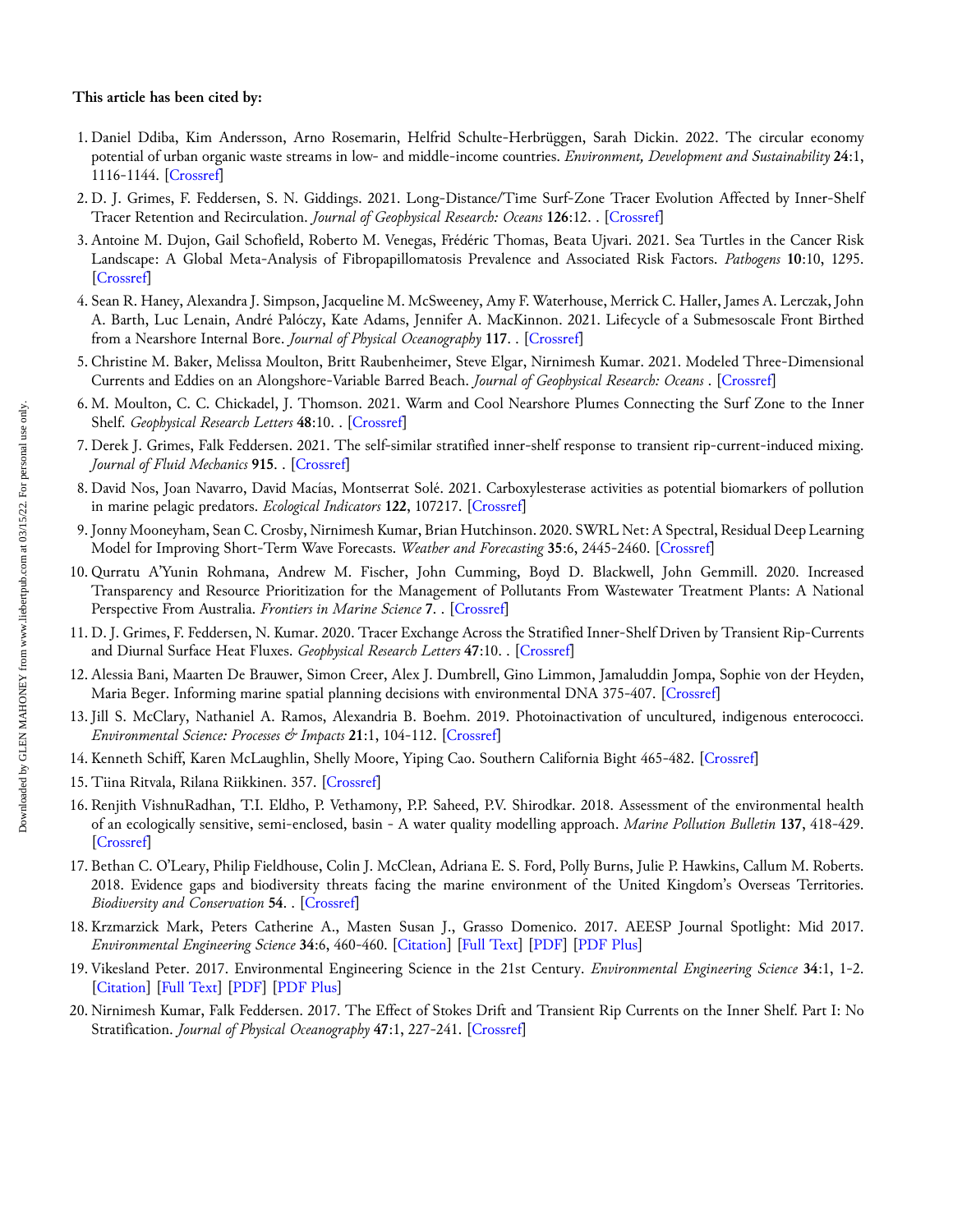**This article has been cited by:**

1. Daniel Ddiba, Kim Andersson, Arno Rosemarin, Helfrid Schulte-Herbrüggen, Sarah Dickin. 2022. The circular economy potential of urban organic waste streams in low- and middle-income countries. *Environment, Development and Sustainability* **24**:1, 1116-1144. [Crossref]
2. D. J. Grimes, F. Feddersen, S. N. Giddings. 2021. Long-Distance/Time Surf-Zone Tracer Evolution Affected by Inner-Shelf Tracer Retention and Recirculation. *Journal of Geophysical Research: Oceans* **126**:12. . [Crossref]
3. Antoine M. Dujon, Gail Schofield, Roberto M. Venegas, Frédéric Thomas, Beata Ujvari. 2021. Sea Turtles in the Cancer Risk Landscape: A Global Meta-Analysis of Fibropapillomatosis Prevalence and Associated Risk Factors. *Pathogens* **10**:10, 1295. [Crossref]
4. Sean R. Haney, Alexandra J. Simpson, Jacqueline M. McSweeney, Amy F. Waterhouse, Merrick C. Haller, James A. Lerczak, John A. Barth, Luc Lenain, André Palóczy, Kate Adams, Jennifer A. MacKinnon. 2021. Lifecycle of a Submesoscale Front Birthed from a Nearshore Internal Bore. *Journal of Physical Oceanography* **117**. . [Crossref]
5. Christine M. Baker, Melissa Moulton, Britt Raubenheimer, Steve Elgar, Nirnimesh Kumar. 2021. Modeled Three-Dimensional Currents and Eddies on an Alongshore-Variable Barred Beach. *Journal of Geophysical Research: Oceans* . [Crossref]
6. M. Moulton, C. C. Chickadel, J. Thomson. 2021. Warm and Cool Nearshore Plumes Connecting the Surf Zone to the Inner Shelf. *Geophysical Research Letters* **48**:10. . [Crossref]
7. Derek J. Grimes, Falk Feddersen. 2021. The self-similar stratified inner-shelf response to transient rip-current-induced mixing. *Journal of Fluid Mechanics* **915**. . [Crossref]
8. David Nos, Joan Navarro, David Macías, Montserrat Solé. 2021. Carboxylesterase activities as potential biomarkers of pollution in marine pelagic predators. *Ecological Indicators* **122**, 107217. [Crossref]
9. Jonny Mooneyham, Sean C. Crosby, Nirnimesh Kumar, Brian Hutchinson. 2020. SWRL Net: A Spectral, Residual Deep Learning Model for Improving Short-Term Wave Forecasts. *Weather and Forecasting* **35**:6, 2445-2460. [Crossref]
10. Qurratu A'Yunin Rohmana, Andrew M. Fischer, John Cumming, Boyd D. Blackwell, John Gemmill. 2020. Increased Transparency and Resource Prioritization for the Management of Pollutants From Wastewater Treatment Plants: A National Perspective From Australia. *Frontiers in Marine Science* **7**. . [Crossref]
11. D. J. Grimes, F. Feddersen, N. Kumar. 2020. Tracer Exchange Across the Stratified Inner-Shelf Driven by Transient Rip-Currents and Diurnal Surface Heat Fluxes. *Geophysical Research Letters* **47**:10. . [Crossref]
12. Alessia Bani, Maarten De Brauwer, Simon Creer, Alex J. Dumbrell, Gino Limmon, Jamaluddin Jompa, Sophie von der Heyden, Maria Beger. Informing marine spatial planning decisions with environmental DNA 375-407. [Crossref]
13. Jill S. McClary, Nathaniel A. Ramos, Alexandria B. Boehm. 2019. Photoinactivation of uncultured, indigenous enterococci. *Environmental Science: Processes & Impacts* **21**:1, 104-112. [Crossref]
14. Kenneth Schiff, Karen McLaughlin, Shelly Moore, Yiping Cao. Southern California Bight 465-482. [Crossref]
15. Tiina Ritvala, Rilana Riikkinen. 357. [Crossref]
16. Renjith VishnuRadhan, T.I. Eldho, P. Vethamony, P.P. Saheed, P.V. Shirodkar. 2018. Assessment of the environmental health of an ecologically sensitive, semi-enclosed, basin - A water quality modelling approach. *Marine Pollution Bulletin* **137**, 418-429. [Crossref]
17. Bethan C. O'Leary, Philip Fieldhouse, Colin J. McClean, Adriana E. S. Ford, Polly Burns, Julie P. Hawkins, Callum M. Roberts. 2018. Evidence gaps and biodiversity threats facing the marine environment of the United Kingdom's Overseas Territories. *Biodiversity and Conservation* **54**. . [Crossref]
18. Krzmarzick Mark, Peters Catherine A., Masten Susan J., Grasso Domenico. 2017. AEESP Journal Spotlight: Mid 2017. *Environmental Engineering Science* **34**:6, 460-460. [Citation] [Full Text] [PDF] [PDF Plus]
19. Vikesland Peter. 2017. Environmental Engineering Science in the 21st Century. *Environmental Engineering Science* **34**:1, 1-2. [Citation] [Full Text] [PDF] [PDF Plus]
20. Nirnimesh Kumar, Falk Feddersen. 2017. The Effect of Stokes Drift and Transient Rip Currents on the Inner Shelf. Part I: No Stratification. *Journal of Physical Oceanography* **47**:1, 227-241. [Crossref]